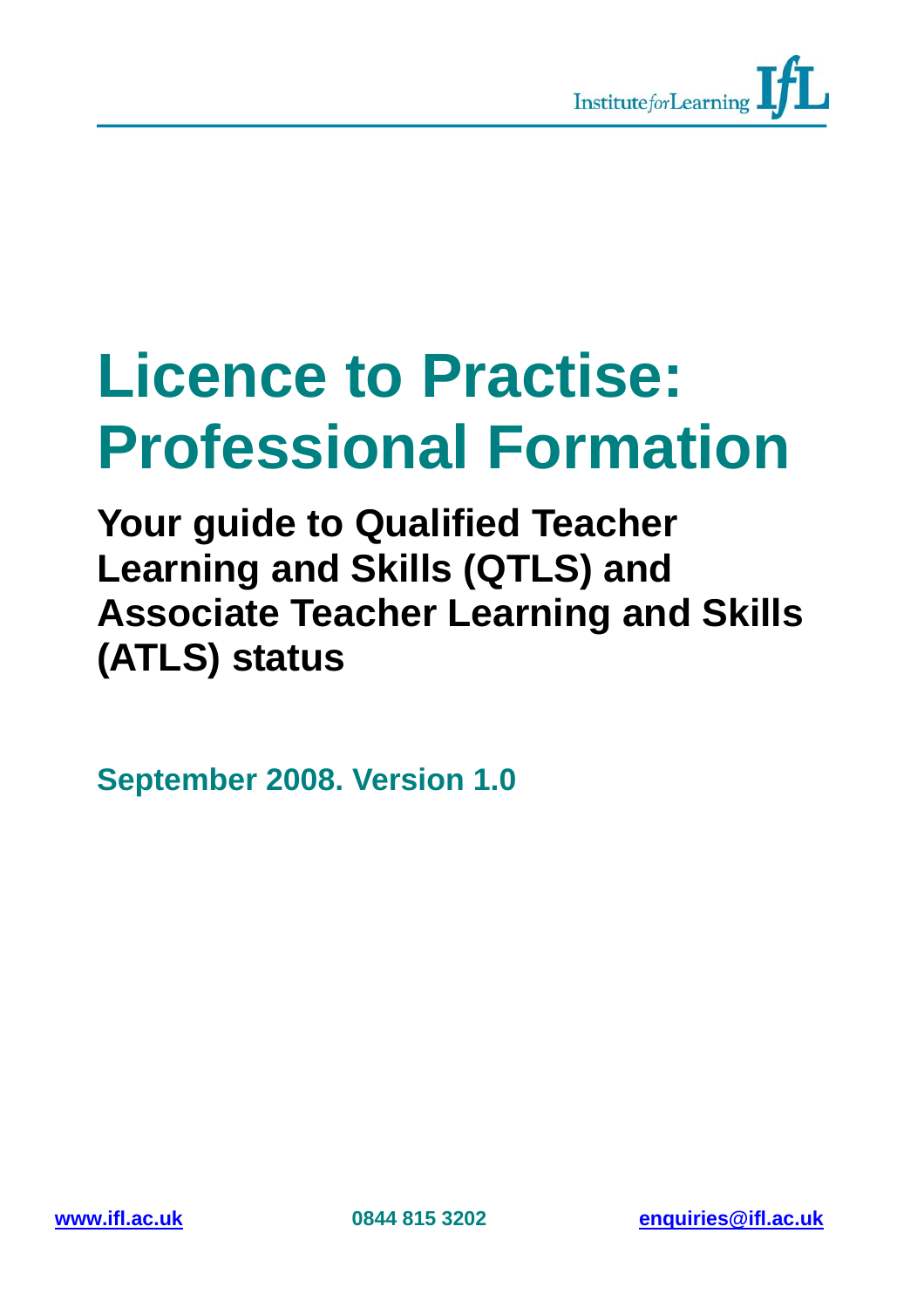Institute for Learning IfL

# Licence to Practise: Professional Formation

## Your guide to Qualified Teacher Learning and Skills (QTLS) and Associate Teacher Learning and Skills (ATLS) status

**September 2008. Version 1.0**

www.ifl.ac.uk 0844 815 3202 enquiries@ifl.ac.uk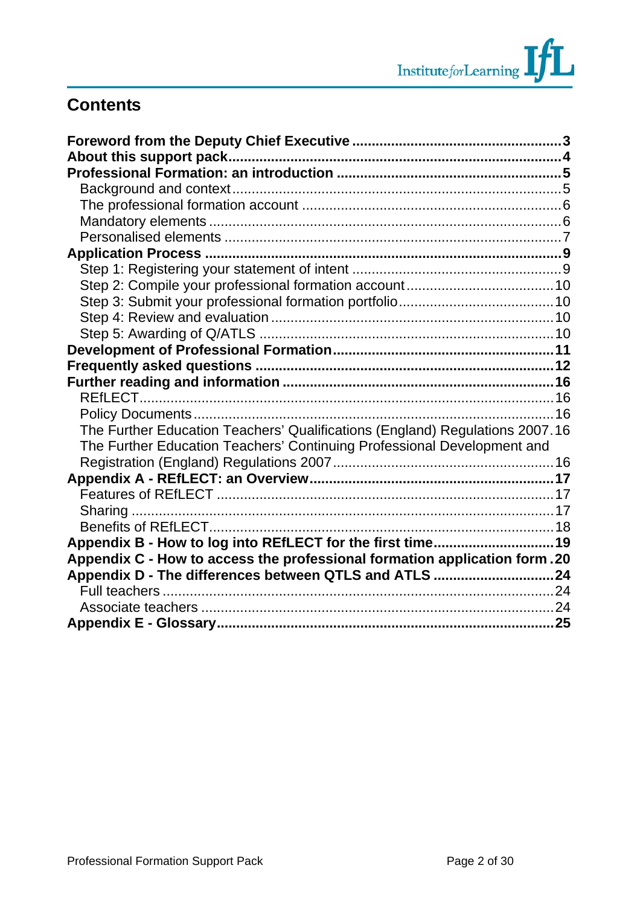## Contents

**Foreword from the Deputy Chief Executive** .......... **3**
**About this support pack** .......... **4**
**Professional Formation: an introduction** .......... **5**
- Background and context .......... 5
- The professional formation account .......... 6
- Mandatory elements .......... 6
- Personalised elements .......... 7

**Application Process** .......... **9**
- Step 1: Registering your statement of intent .......... 9
- Step 2: Compile your professional formation account .......... 10
- Step 3: Submit your professional formation portfolio .......... 10
- Step 4: Review and evaluation .......... 10
- Step 5: Awarding of Q/ATLS .......... 10

**Development of Professional Formation** .......... **11**
**Frequently asked questions** .......... **12**
**Further reading and information** .......... **16**
- REfLECT .......... 16
- Policy Documents .......... 16
- The Further Education Teachers’ Qualifications (England) Regulations 2007 .......... 16
- The Further Education Teachers’ Continuing Professional Development and Registration (England) Regulations 2007 .......... 16

**Appendix A - REfLECT: an Overview** .......... **17**
- Features of REfLECT .......... 17
- Sharing .......... 17
- Benefits of REfLECT .......... 18

**Appendix B - How to log into REfLECT for the first time** .......... **19**
**Appendix C - How to access the professional formation application form** .......... **20**
**Appendix D - The differences between QTLS and ATLS** .......... **24**
- Full teachers .......... 24
- Associate teachers .......... 24

**Appendix E - Glossary** .......... **25**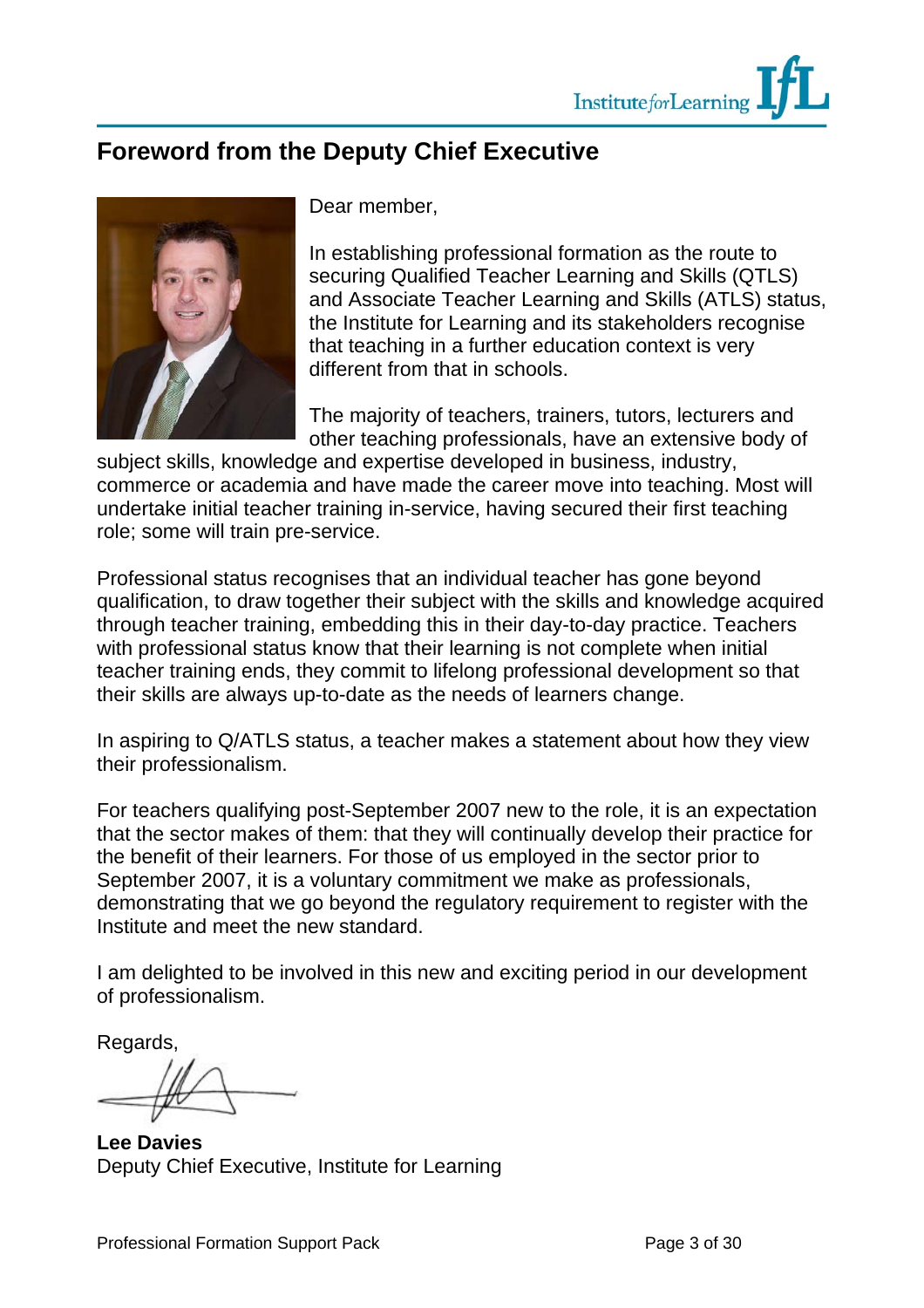## Foreword from the Deputy Chief Executive

Dear member,

In establishing professional formation as the route to securing Qualified Teacher Learning and Skills (QTLS) and Associate Teacher Learning and Skills (ATLS) status, the Institute for Learning and its stakeholders recognise that teaching in a further education context is very different from that in schools.

The majority of teachers, trainers, tutors, lecturers and other teaching professionals, have an extensive body of subject skills, knowledge and expertise developed in business, industry, commerce or academia and have made the career move into teaching. Most will undertake initial teacher training in-service, having secured their first teaching role; some will train pre-service.

Professional status recognises that an individual teacher has gone beyond qualification, to draw together their subject with the skills and knowledge acquired through teacher training, embedding this in their day-to-day practice. Teachers with professional status know that their learning is not complete when initial teacher training ends, they commit to lifelong professional development so that their skills are always up-to-date as the needs of learners change.

In aspiring to Q/ATLS status, a teacher makes a statement about how they view their professionalism.

For teachers qualifying post-September 2007 new to the role, it is an expectation that the sector makes of them: that they will continually develop their practice for the benefit of their learners. For those of us employed in the sector prior to September 2007, it is a voluntary commitment we make as professionals, demonstrating that we go beyond the regulatory requirement to register with the Institute and meet the new standard.

I am delighted to be involved in this new and exciting period in our development of professionalism.

Regards,

**Lee Davies**
Deputy Chief Executive, Institute for Learning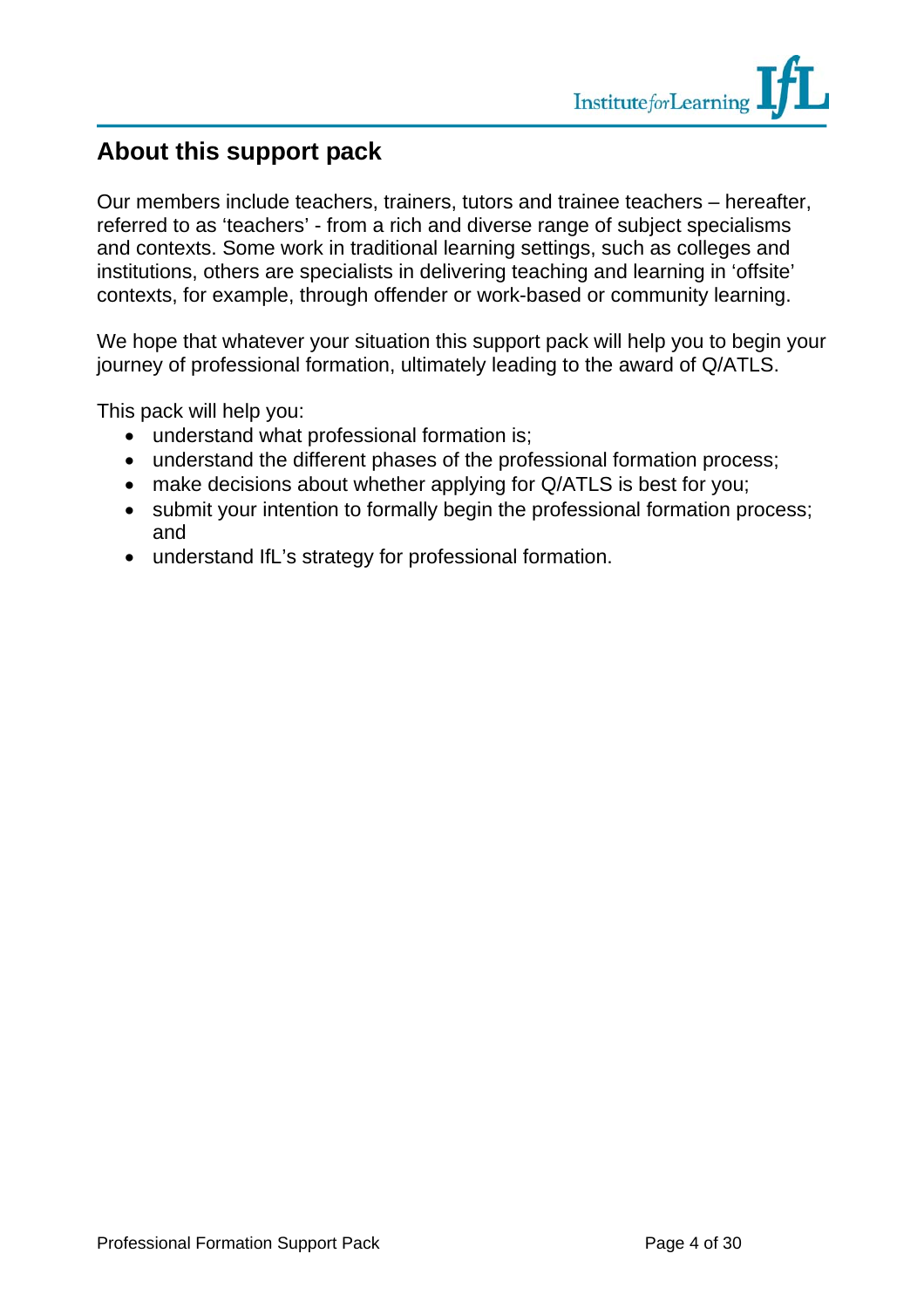## About this support pack

Our members include teachers, trainers, tutors and trainee teachers – hereafter, referred to as 'teachers' - from a rich and diverse range of subject specialisms and contexts. Some work in traditional learning settings, such as colleges and institutions, others are specialists in delivering teaching and learning in 'offsite' contexts, for example, through offender or work-based or community learning.

We hope that whatever your situation this support pack will help you to begin your journey of professional formation, ultimately leading to the award of Q/ATLS.

This pack will help you:

- understand what professional formation is;
- understand the different phases of the professional formation process;
- make decisions about whether applying for Q/ATLS is best for you;
- submit your intention to formally begin the professional formation process; and
- understand IfL's strategy for professional formation.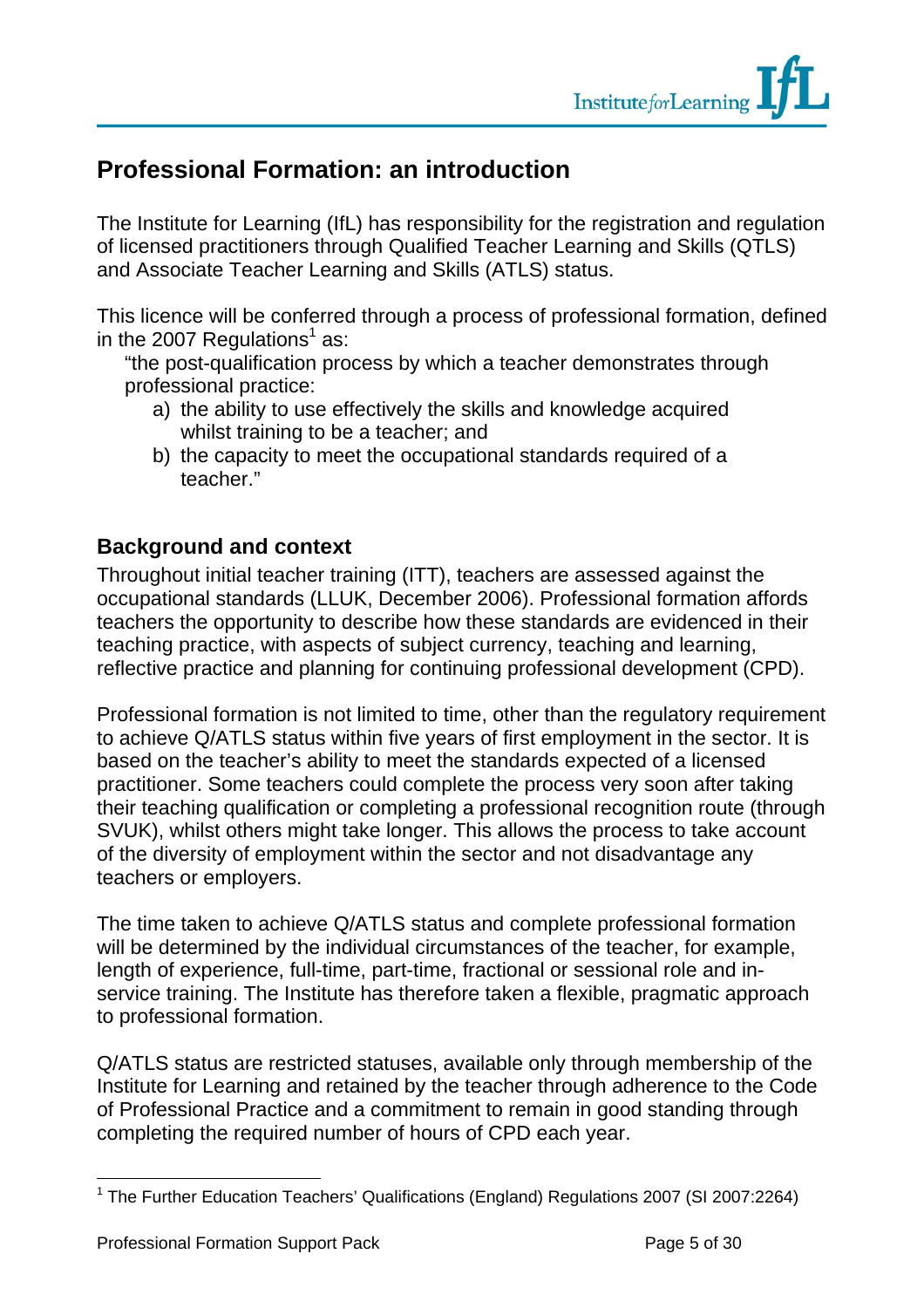## Professional Formation: an introduction

The Institute for Learning (IfL) has responsibility for the registration and regulation of licensed practitioners through Qualified Teacher Learning and Skills (QTLS) and Associate Teacher Learning and Skills (ATLS) status.

This licence will be conferred through a process of professional formation, defined in the 2007 Regulations[1] as:

> "the post-qualification process by which a teacher demonstrates through professional practice:
>
> a) the ability to use effectively the skills and knowledge acquired whilst training to be a teacher; and
> b) the capacity to meet the occupational standards required of a teacher."

### Background and context

Throughout initial teacher training (ITT), teachers are assessed against the occupational standards (LLUK, December 2006). Professional formation affords teachers the opportunity to describe how these standards are evidenced in their teaching practice, with aspects of subject currency, teaching and learning, reflective practice and planning for continuing professional development (CPD).

Professional formation is not limited to time, other than the regulatory requirement to achieve Q/ATLS status within five years of first employment in the sector. It is based on the teacher's ability to meet the standards expected of a licensed practitioner. Some teachers could complete the process very soon after taking their teaching qualification or completing a professional recognition route (through SVUK), whilst others might take longer. This allows the process to take account of the diversity of employment within the sector and not disadvantage any teachers or employers.

The time taken to achieve Q/ATLS status and complete professional formation will be determined by the individual circumstances of the teacher, for example, length of experience, full-time, part-time, fractional or sessional role and in-service training. The Institute has therefore taken a flexible, pragmatic approach to professional formation.

Q/ATLS status are restricted statuses, available only through membership of the Institute for Learning and retained by the teacher through adherence to the Code of Professional Practice and a commitment to remain in good standing through completing the required number of hours of CPD each year.

---

[1] The Further Education Teachers' Qualifications (England) Regulations 2007 (SI 2007:2264)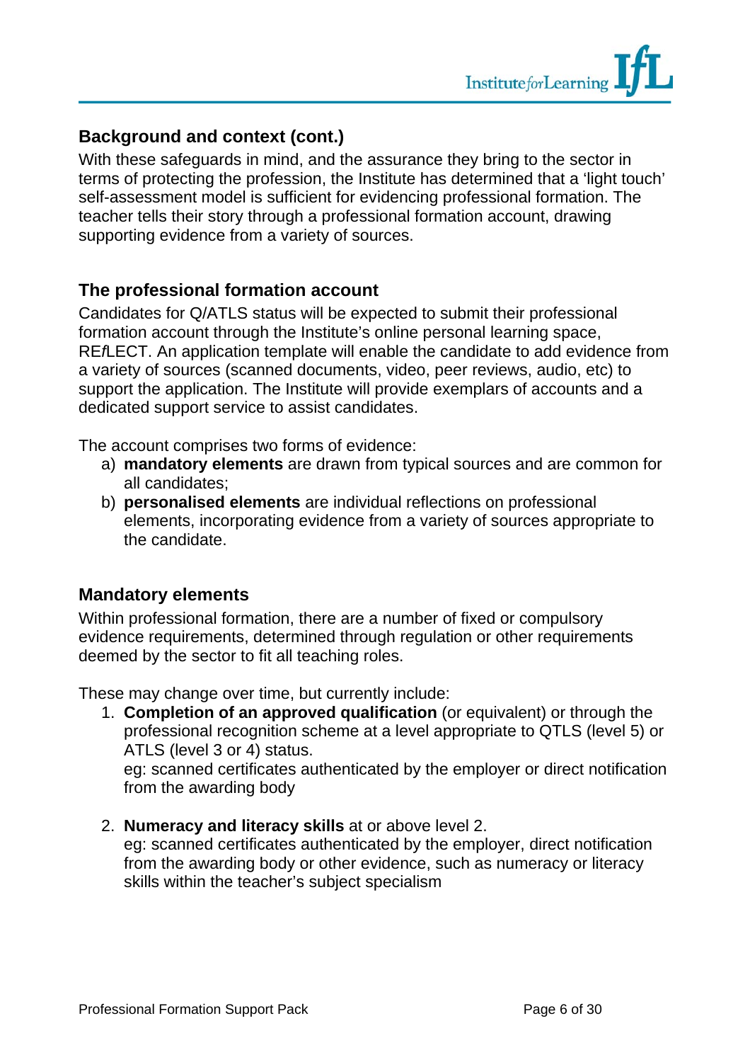## Background and context (cont.)

With these safeguards in mind, and the assurance they bring to the sector in terms of protecting the profession, the Institute has determined that a 'light touch' self-assessment model is sufficient for evidencing professional formation. The teacher tells their story through a professional formation account, drawing supporting evidence from a variety of sources.

## The professional formation account

Candidates for Q/ATLS status will be expected to submit their professional formation account through the Institute's online personal learning space, RE*f*LECT. An application template will enable the candidate to add evidence from a variety of sources (scanned documents, video, peer reviews, audio, etc) to support the application. The Institute will provide exemplars of accounts and a dedicated support service to assist candidates.

The account comprises two forms of evidence:

a) **mandatory elements** are drawn from typical sources and are common for all candidates;
b) **personalised elements** are individual reflections on professional elements, incorporating evidence from a variety of sources appropriate to the candidate.

## Mandatory elements

Within professional formation, there are a number of fixed or compulsory evidence requirements, determined through regulation or other requirements deemed by the sector to fit all teaching roles.

These may change over time, but currently include:

1. **Completion of an approved qualification** (or equivalent) or through the professional recognition scheme at a level appropriate to QTLS (level 5) or ATLS (level 3 or 4) status.
   eg: scanned certificates authenticated by the employer or direct notification from the awarding body

2. **Numeracy and literacy skills** at or above level 2.
   eg: scanned certificates authenticated by the employer, direct notification from the awarding body or other evidence, such as numeracy or literacy skills within the teacher's subject specialism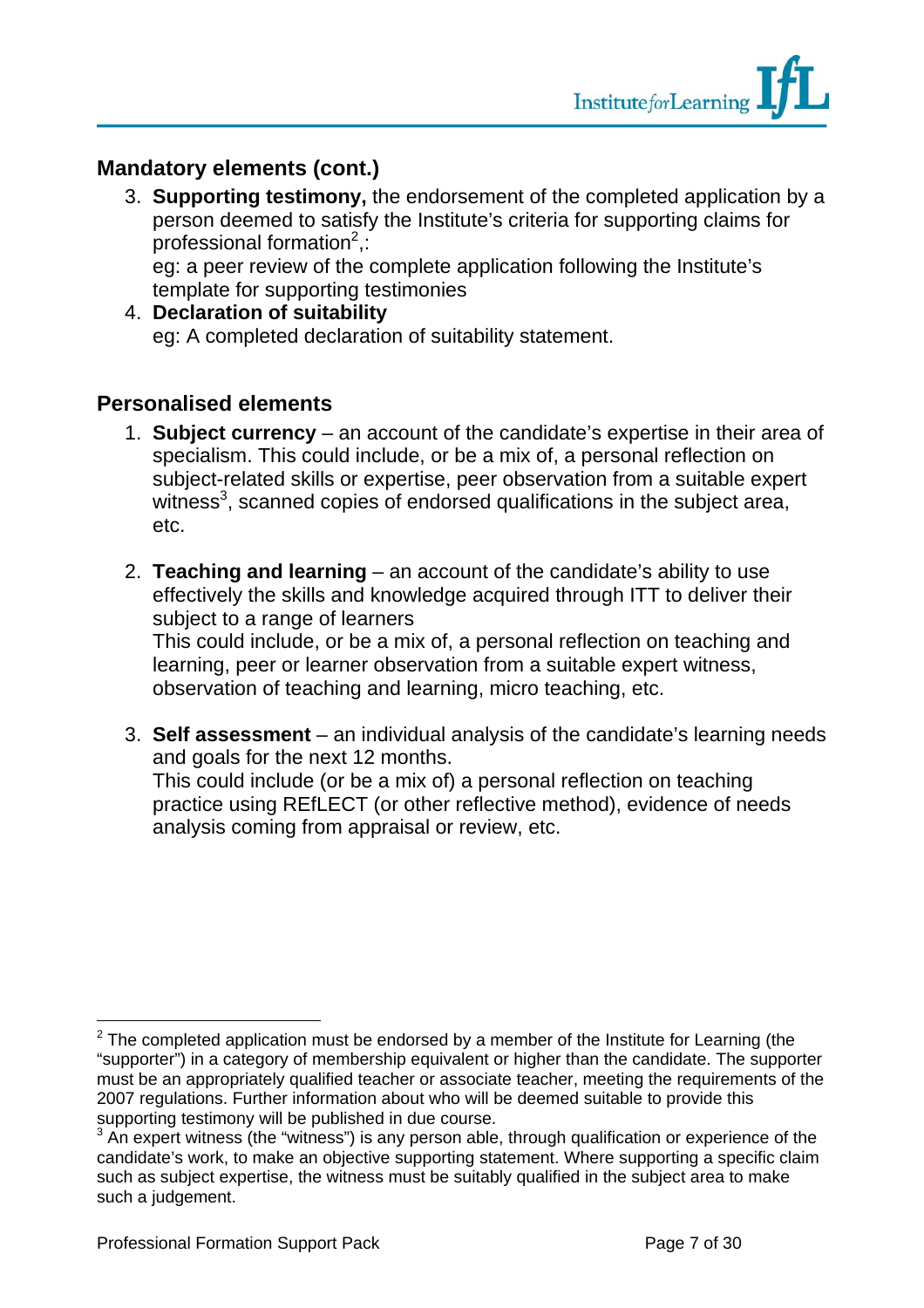## Mandatory elements (cont.)

3. **Supporting testimony,** the endorsement of the completed application by a person deemed to satisfy the Institute's criteria for supporting claims for professional formation[2],:
   eg: a peer review of the complete application following the Institute's template for supporting testimonies
4. **Declaration of suitability**
   eg: A completed declaration of suitability statement.

## Personalised elements

1. **Subject currency** – an account of the candidate's expertise in their area of specialism. This could include, or be a mix of, a personal reflection on subject-related skills or expertise, peer observation from a suitable expert witness[3], scanned copies of endorsed qualifications in the subject area, etc.

2. **Teaching and learning** – an account of the candidate's ability to use effectively the skills and knowledge acquired through ITT to deliver their subject to a range of learners
   This could include, or be a mix of, a personal reflection on teaching and learning, peer or learner observation from a suitable expert witness, observation of teaching and learning, micro teaching, etc.

3. **Self assessment** – an individual analysis of the candidate's learning needs and goals for the next 12 months.
   This could include (or be a mix of) a personal reflection on teaching practice using REfLECT (or other reflective method), evidence of needs analysis coming from appraisal or review, etc.

---

[2] The completed application must be endorsed by a member of the Institute for Learning (the "supporter") in a category of membership equivalent or higher than the candidate. The supporter must be an appropriately qualified teacher or associate teacher, meeting the requirements of the 2007 regulations. Further information about who will be deemed suitable to provide this supporting testimony will be published in due course.

[3] An expert witness (the "witness") is any person able, through qualification or experience of the candidate's work, to make an objective supporting statement. Where supporting a specific claim such as subject expertise, the witness must be suitably qualified in the subject area to make such a judgement.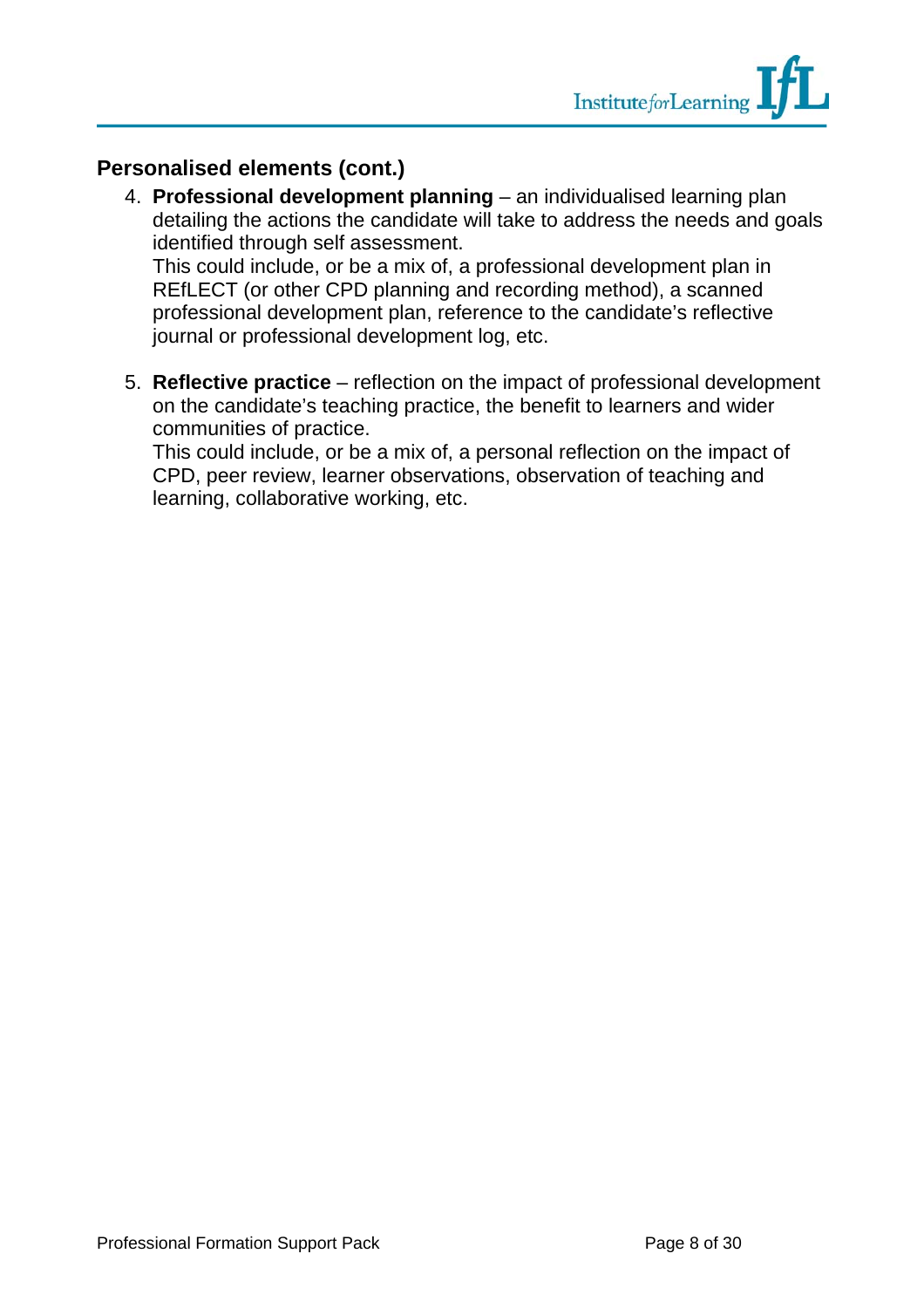## Personalised elements (cont.)

4. **Professional development planning** – an individualised learning plan detailing the actions the candidate will take to address the needs and goals identified through self assessment.
   This could include, or be a mix of, a professional development plan in REfLECT (or other CPD planning and recording method), a scanned professional development plan, reference to the candidate's reflective journal or professional development log, etc.

5. **Reflective practice** – reflection on the impact of professional development on the candidate's teaching practice, the benefit to learners and wider communities of practice.
   This could include, or be a mix of, a personal reflection on the impact of CPD, peer review, learner observations, observation of teaching and learning, collaborative working, etc.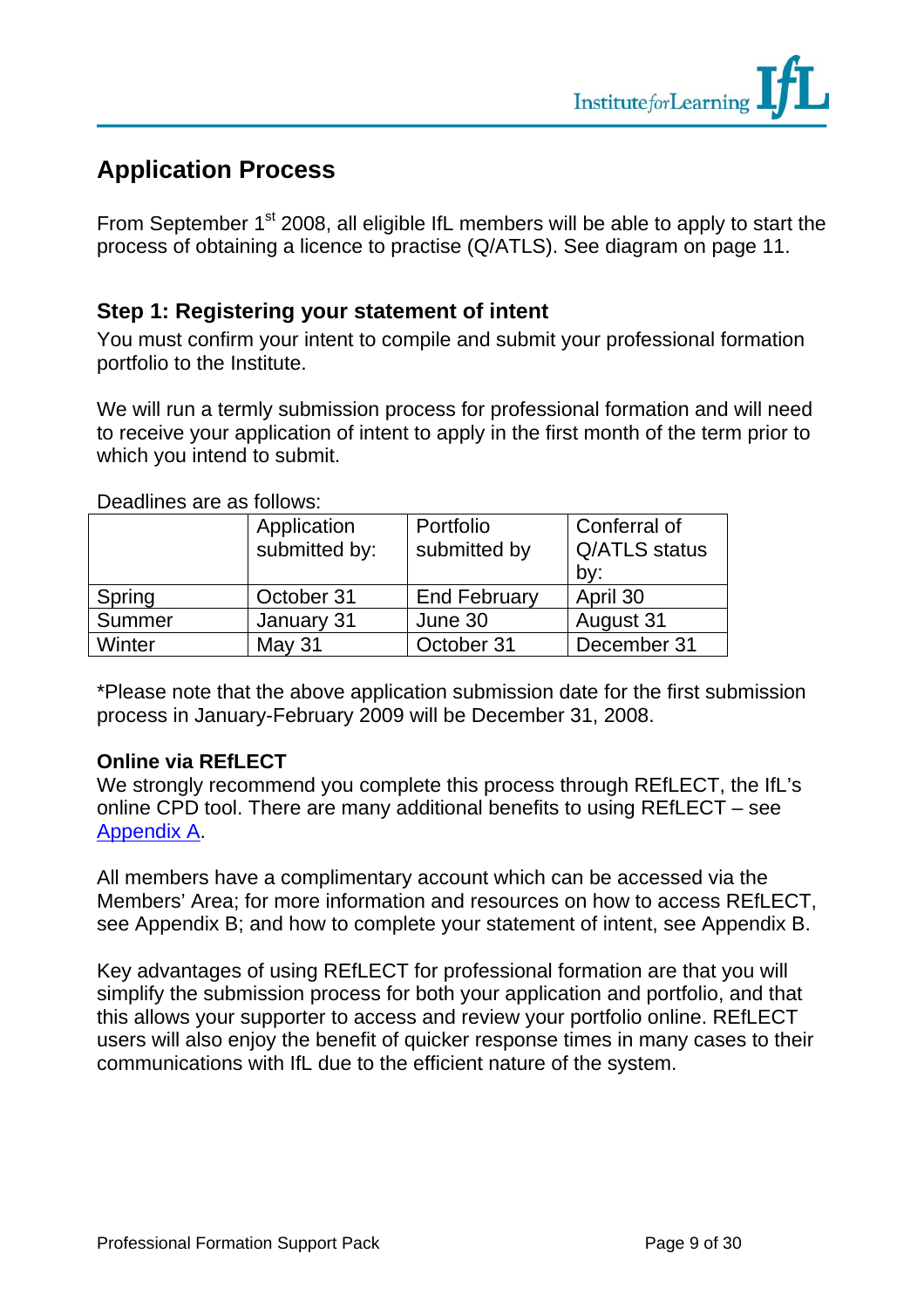## Application Process

From September 1st 2008, all eligible IfL members will be able to apply to start the process of obtaining a licence to practise (Q/ATLS). See diagram on page 11.

### Step 1: Registering your statement of intent

You must confirm your intent to compile and submit your professional formation portfolio to the Institute.

We will run a termly submission process for professional formation and will need to receive your application of intent to apply in the first month of the term prior to which you intend to submit.

Deadlines are as follows:

| | Application submitted by: | Portfolio submitted by | Conferral of Q/ATLS status by: |
|---|---|---|---|
| Spring | October 31 | End February | April 30 |
| Summer | January 31 | June 30 | August 31 |
| Winter | May 31 | October 31 | December 31 |

*Please note that the above application submission date for the first submission process in January-February 2009 will be December 31, 2008.

**Online via REfLECT**

We strongly recommend you complete this process through REfLECT, the IfL's online CPD tool. There are many additional benefits to using REfLECT – see Appendix A.

All members have a complimentary account which can be accessed via the Members' Area; for more information and resources on how to access REfLECT, see Appendix B; and how to complete your statement of intent, see Appendix B.

Key advantages of using REfLECT for professional formation are that you will simplify the submission process for both your application and portfolio, and that this allows your supporter to access and review your portfolio online. REfLECT users will also enjoy the benefit of quicker response times in many cases to their communications with IfL due to the efficient nature of the system.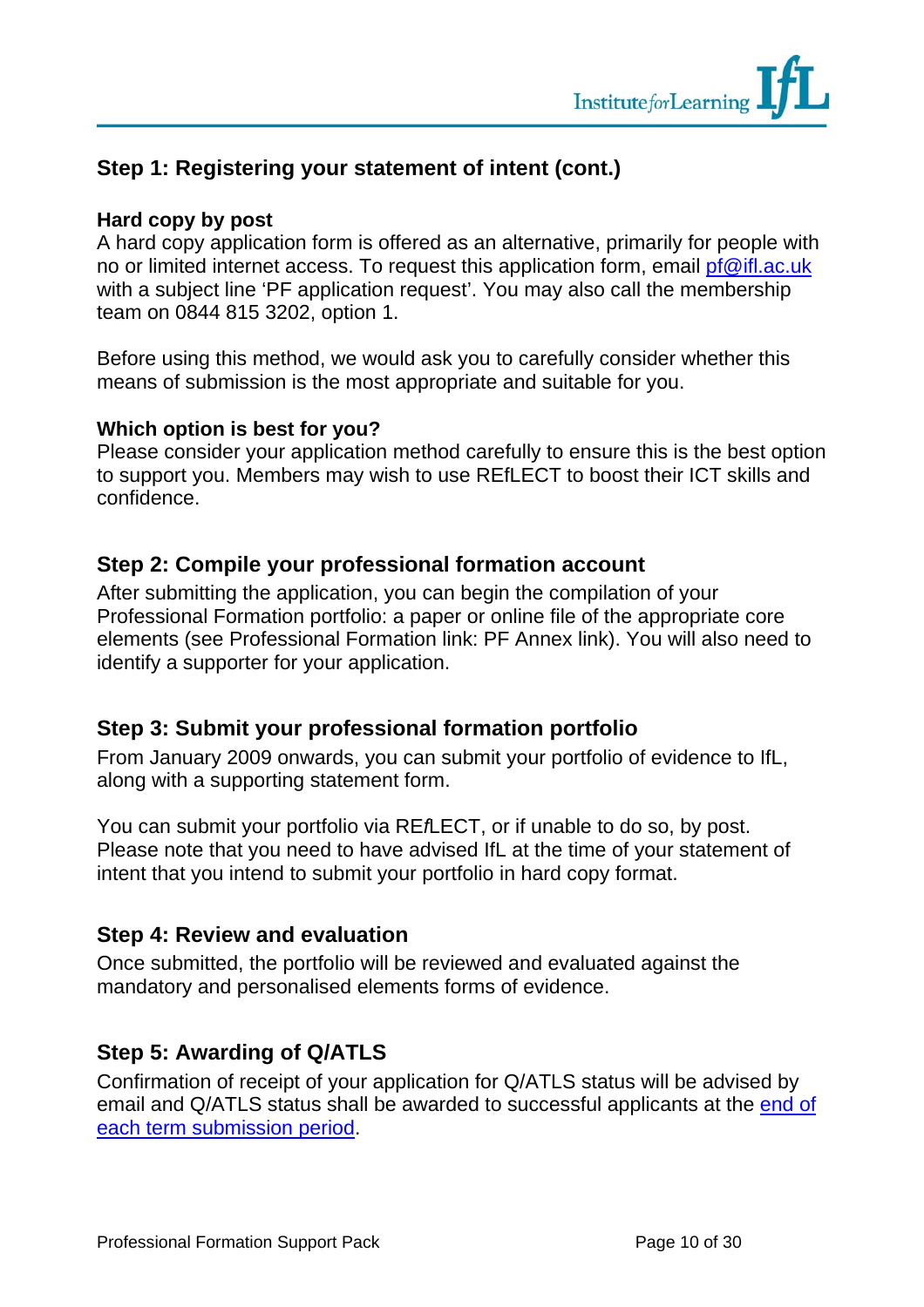## Step 1: Registering your statement of intent (cont.)

**Hard copy by post**

A hard copy application form is offered as an alternative, primarily for people with no or limited internet access. To request this application form, email pf@ifl.ac.uk with a subject line 'PF application request'. You may also call the membership team on 0844 815 3202, option 1.

Before using this method, we would ask you to carefully consider whether this means of submission is the most appropriate and suitable for you.

**Which option is best for you?**

Please consider your application method carefully to ensure this is the best option to support you. Members may wish to use REfLECT to boost their ICT skills and confidence.

## Step 2: Compile your professional formation account

After submitting the application, you can begin the compilation of your Professional Formation portfolio: a paper or online file of the appropriate core elements (see Professional Formation link: PF Annex link). You will also need to identify a supporter for your application.

## Step 3: Submit your professional formation portfolio

From January 2009 onwards, you can submit your portfolio of evidence to IfL, along with a supporting statement form.

You can submit your portfolio via RE*f*LECT, or if unable to do so, by post. Please note that you need to have advised IfL at the time of your statement of intent that you intend to submit your portfolio in hard copy format.

## Step 4: Review and evaluation

Once submitted, the portfolio will be reviewed and evaluated against the mandatory and personalised elements forms of evidence.

## Step 5: Awarding of Q/ATLS

Confirmation of receipt of your application for Q/ATLS status will be advised by email and Q/ATLS status shall be awarded to successful applicants at the end of each term submission period.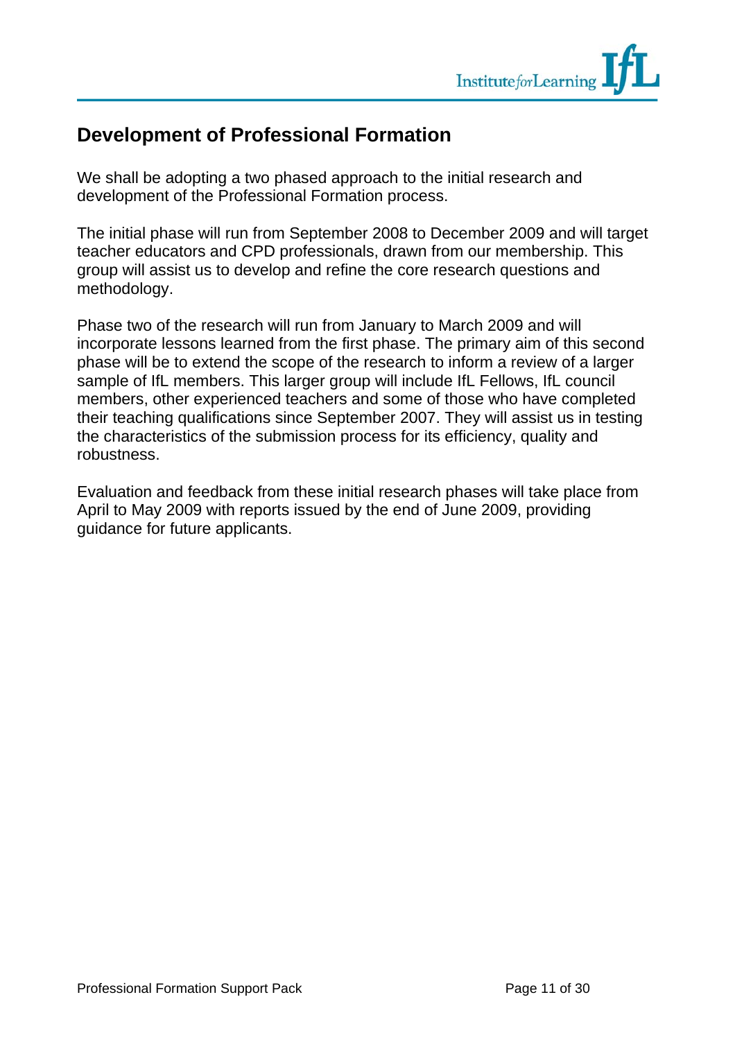## Development of Professional Formation

We shall be adopting a two phased approach to the initial research and development of the Professional Formation process.

The initial phase will run from September 2008 to December 2009 and will target teacher educators and CPD professionals, drawn from our membership. This group will assist us to develop and refine the core research questions and methodology.

Phase two of the research will run from January to March 2009 and will incorporate lessons learned from the first phase. The primary aim of this second phase will be to extend the scope of the research to inform a review of a larger sample of IfL members. This larger group will include IfL Fellows, IfL council members, other experienced teachers and some of those who have completed their teaching qualifications since September 2007. They will assist us in testing the characteristics of the submission process for its efficiency, quality and robustness.

Evaluation and feedback from these initial research phases will take place from April to May 2009 with reports issued by the end of June 2009, providing guidance for future applicants.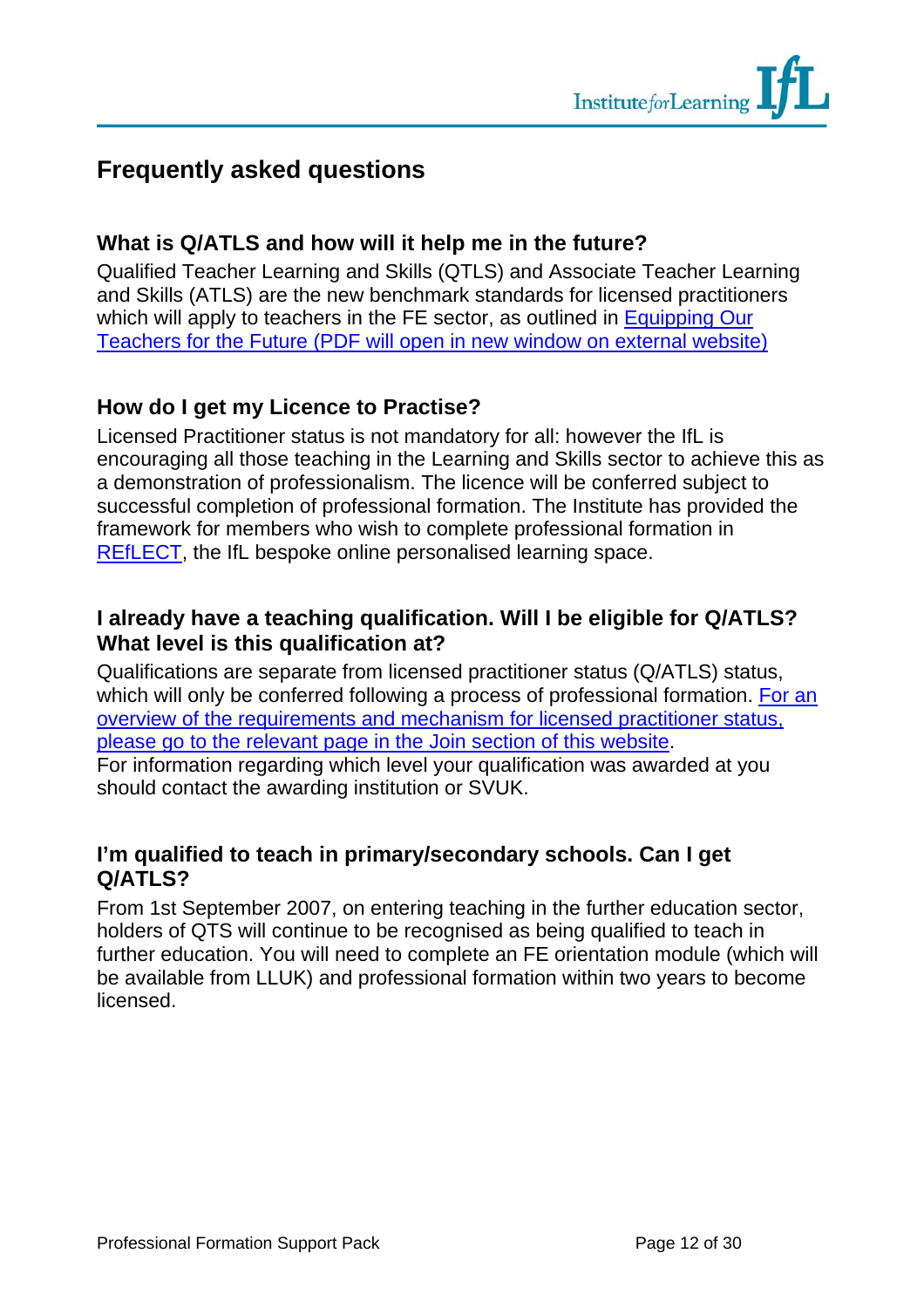## Frequently asked questions

### What is Q/ATLS and how will it help me in the future?

Qualified Teacher Learning and Skills (QTLS) and Associate Teacher Learning and Skills (ATLS) are the new benchmark standards for licensed practitioners which will apply to teachers in the FE sector, as outlined in Equipping Our Teachers for the Future (PDF will open in new window on external website)

### How do I get my Licence to Practise?

Licensed Practitioner status is not mandatory for all: however the IfL is encouraging all those teaching in the Learning and Skills sector to achieve this as a demonstration of professionalism. The licence will be conferred subject to successful completion of professional formation. The Institute has provided the framework for members who wish to complete professional formation in REfLECT, the IfL bespoke online personalised learning space.

### I already have a teaching qualification. Will I be eligible for Q/ATLS? What level is this qualification at?

Qualifications are separate from licensed practitioner status (Q/ATLS) status, which will only be conferred following a process of professional formation. For an overview of the requirements and mechanism for licensed practitioner status, please go to the relevant page in the Join section of this website.

For information regarding which level your qualification was awarded at you should contact the awarding institution or SVUK.

### I'm qualified to teach in primary/secondary schools. Can I get Q/ATLS?

From 1st September 2007, on entering teaching in the further education sector, holders of QTS will continue to be recognised as being qualified to teach in further education. You will need to complete an FE orientation module (which will be available from LLUK) and professional formation within two years to become licensed.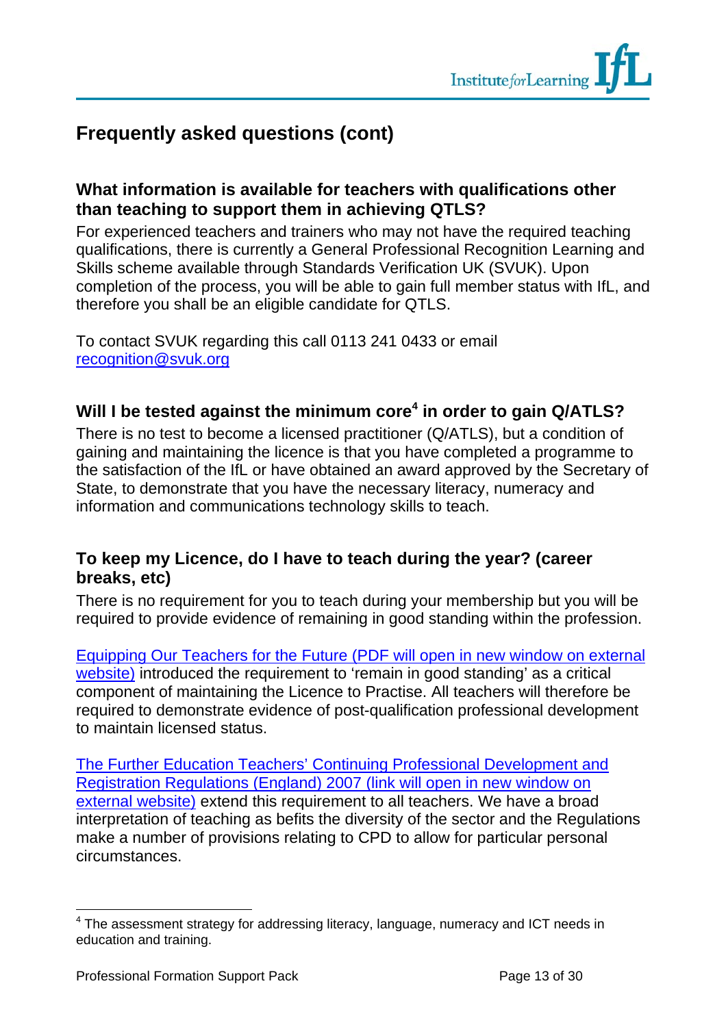## Frequently asked questions (cont)

### What information is available for teachers with qualifications other than teaching to support them in achieving QTLS?

For experienced teachers and trainers who may not have the required teaching qualifications, there is currently a General Professional Recognition Learning and Skills scheme available through Standards Verification UK (SVUK). Upon completion of the process, you will be able to gain full member status with IfL, and therefore you shall be an eligible candidate for QTLS.

To contact SVUK regarding this call 0113 241 0433 or email recognition@svuk.org

### Will I be tested against the minimum core[4] in order to gain Q/ATLS?

There is no test to become a licensed practitioner (Q/ATLS), but a condition of gaining and maintaining the licence is that you have completed a programme to the satisfaction of the IfL or have obtained an award approved by the Secretary of State, to demonstrate that you have the necessary literacy, numeracy and information and communications technology skills to teach.

### To keep my Licence, do I have to teach during the year? (career breaks, etc)

There is no requirement for you to teach during your membership but you will be required to provide evidence of remaining in good standing within the profession.

Equipping Our Teachers for the Future (PDF will open in new window on external website) introduced the requirement to 'remain in good standing' as a critical component of maintaining the Licence to Practise. All teachers will therefore be required to demonstrate evidence of post-qualification professional development to maintain licensed status.

The Further Education Teachers' Continuing Professional Development and Registration Regulations (England) 2007 (link will open in new window on external website) extend this requirement to all teachers. We have a broad interpretation of teaching as befits the diversity of the sector and the Regulations make a number of provisions relating to CPD to allow for particular personal circumstances.

---

[4] The assessment strategy for addressing literacy, language, numeracy and ICT needs in education and training.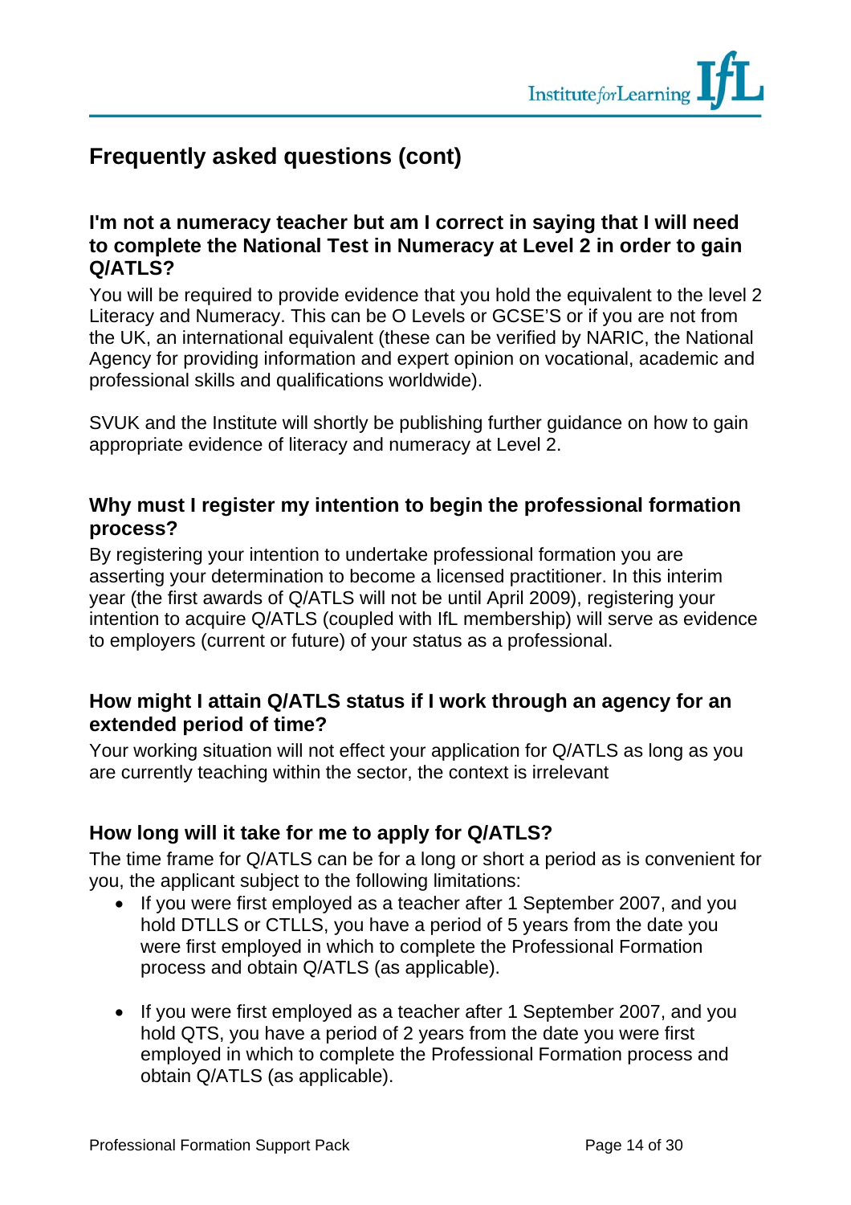## Frequently asked questions (cont)

### I'm not a numeracy teacher but am I correct in saying that I will need to complete the National Test in Numeracy at Level 2 in order to gain Q/ATLS?

You will be required to provide evidence that you hold the equivalent to the level 2 Literacy and Numeracy. This can be O Levels or GCSE'S or if you are not from the UK, an international equivalent (these can be verified by NARIC, the National Agency for providing information and expert opinion on vocational, academic and professional skills and qualifications worldwide).

SVUK and the Institute will shortly be publishing further guidance on how to gain appropriate evidence of literacy and numeracy at Level 2.

### Why must I register my intention to begin the professional formation process?

By registering your intention to undertake professional formation you are asserting your determination to become a licensed practitioner. In this interim year (the first awards of Q/ATLS will not be until April 2009), registering your intention to acquire Q/ATLS (coupled with IfL membership) will serve as evidence to employers (current or future) of your status as a professional.

### How might I attain Q/ATLS status if I work through an agency for an extended period of time?

Your working situation will not effect your application for Q/ATLS as long as you are currently teaching within the sector, the context is irrelevant

### How long will it take for me to apply for Q/ATLS?

The time frame for Q/ATLS can be for a long or short a period as is convenient for you, the applicant subject to the following limitations:

- If you were first employed as a teacher after 1 September 2007, and you hold DTLLS or CTLLS, you have a period of 5 years from the date you were first employed in which to complete the Professional Formation process and obtain Q/ATLS (as applicable).

- If you were first employed as a teacher after 1 September 2007, and you hold QTS, you have a period of 2 years from the date you were first employed in which to complete the Professional Formation process and obtain Q/ATLS (as applicable).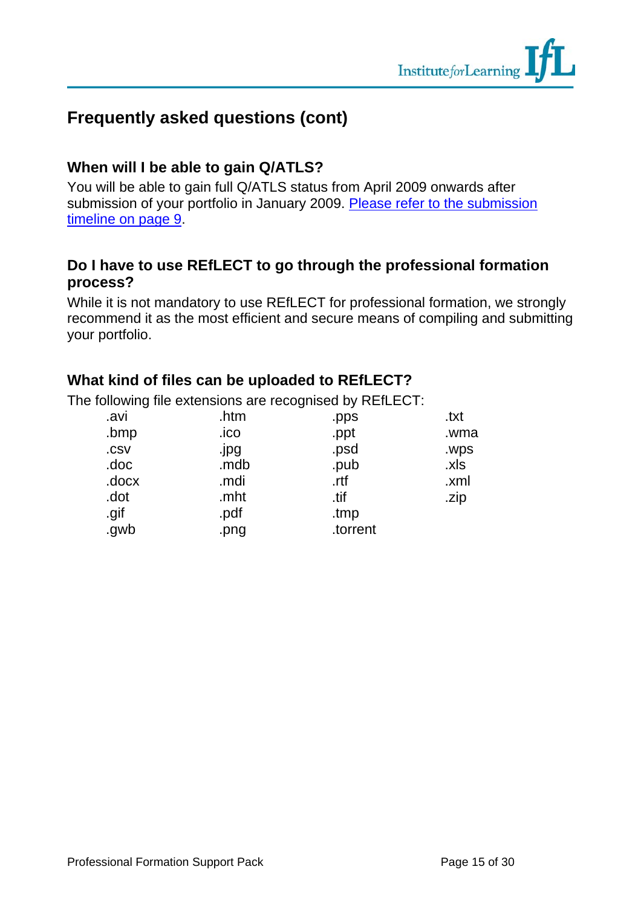## Frequently asked questions (cont)

### When will I be able to gain Q/ATLS?

You will be able to gain full Q/ATLS status from April 2009 onwards after submission of your portfolio in January 2009. Please refer to the submission timeline on page 9.

### Do I have to use REfLECT to go through the professional formation process?

While it is not mandatory to use REfLECT for professional formation, we strongly recommend it as the most efficient and secure means of compiling and submitting your portfolio.

### What kind of files can be uploaded to REfLECT?

The following file extensions are recognised by REfLECT:

| | | | |
|---|---|---|---|
| .avi | .htm | .pps | .txt |
| .bmp | .ico | .ppt | .wma |
| .csv | .jpg | .psd | .wps |
| .doc | .mdb | .pub | .xls |
| .docx | .mdi | .rtf | .xml |
| .dot | .mht | .tif | .zip |
| .gif | .pdf | .tmp | |
| .gwb | .png | .torrent | |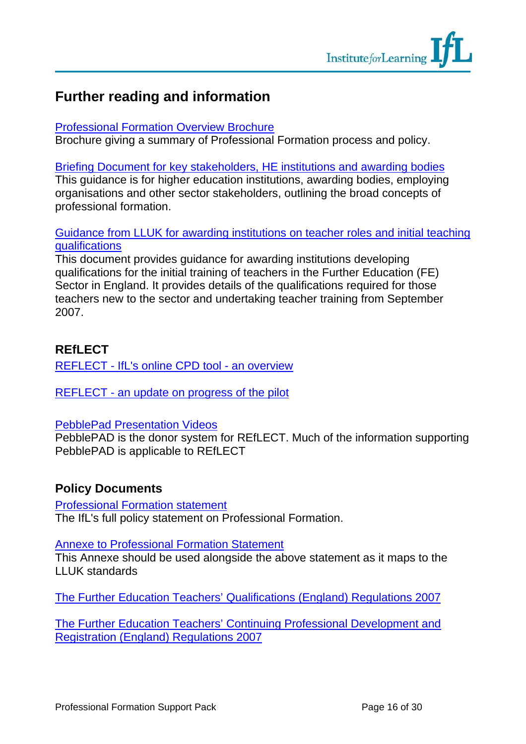## Further reading and information

Professional Formation Overview Brochure
Brochure giving a summary of Professional Formation process and policy.

Briefing Document for key stakeholders, HE institutions and awarding bodies
This guidance is for higher education institutions, awarding bodies, employing organisations and other sector stakeholders, outlining the broad concepts of professional formation.

Guidance from LLUK for awarding institutions on teacher roles and initial teaching qualifications
This document provides guidance for awarding institutions developing qualifications for the initial training of teachers in the Further Education (FE) Sector in England. It provides details of the qualifications required for those teachers new to the sector and undertaking teacher training from September 2007.

### REfLECT

REFLECT - IfL's online CPD tool - an overview

REFLECT - an update on progress of the pilot

PebblePad Presentation Videos
PebblePAD is the donor system for REfLECT. Much of the information supporting PebblePAD is applicable to REfLECT

### Policy Documents

Professional Formation statement
The IfL's full policy statement on Professional Formation.

Annexe to Professional Formation Statement
This Annexe should be used alongside the above statement as it maps to the LLUK standards

The Further Education Teachers' Qualifications (England) Regulations 2007

The Further Education Teachers' Continuing Professional Development and Registration (England) Regulations 2007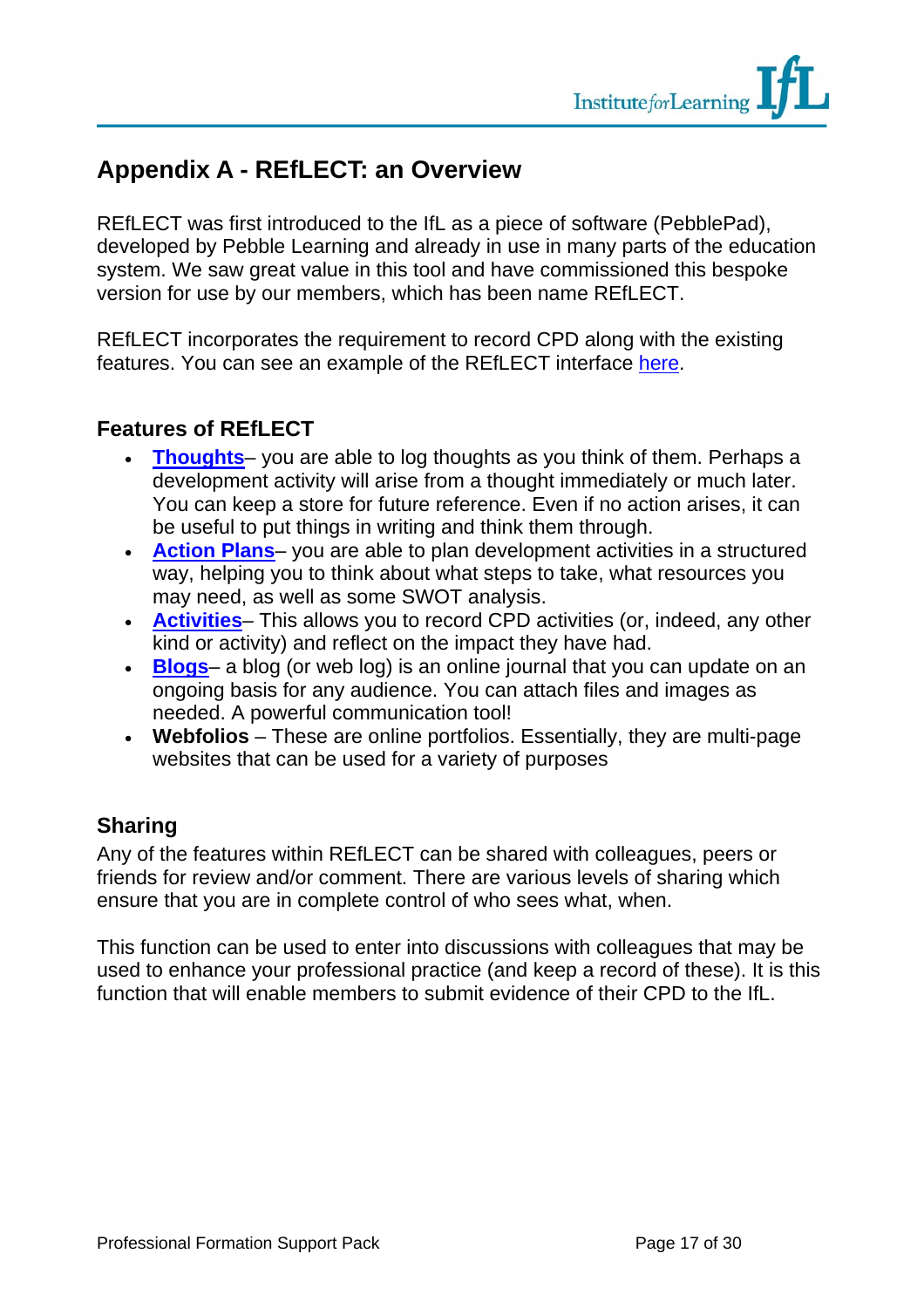## Appendix A - REfLECT: an Overview

REfLECT was first introduced to the IfL as a piece of software (PebblePad), developed by Pebble Learning and already in use in many parts of the education system. We saw great value in this tool and have commissioned this bespoke version for use by our members, which has been name REfLECT.

REfLECT incorporates the requirement to record CPD along with the existing features. You can see an example of the REfLECT interface here.

### Features of REfLECT

- **Thoughts**– you are able to log thoughts as you think of them. Perhaps a development activity will arise from a thought immediately or much later. You can keep a store for future reference. Even if no action arises, it can be useful to put things in writing and think them through.
- **Action Plans**– you are able to plan development activities in a structured way, helping you to think about what steps to take, what resources you may need, as well as some SWOT analysis.
- **Activities**– This allows you to record CPD activities (or, indeed, any other kind or activity) and reflect on the impact they have had.
- **Blogs**– a blog (or web log) is an online journal that you can update on an ongoing basis for any audience. You can attach files and images as needed. A powerful communication tool!
- **Webfolios** – These are online portfolios. Essentially, they are multi-page websites that can be used for a variety of purposes

### Sharing

Any of the features within REfLECT can be shared with colleagues, peers or friends for review and/or comment. There are various levels of sharing which ensure that you are in complete control of who sees what, when.

This function can be used to enter into discussions with colleagues that may be used to enhance your professional practice (and keep a record of these). It is this function that will enable members to submit evidence of their CPD to the IfL.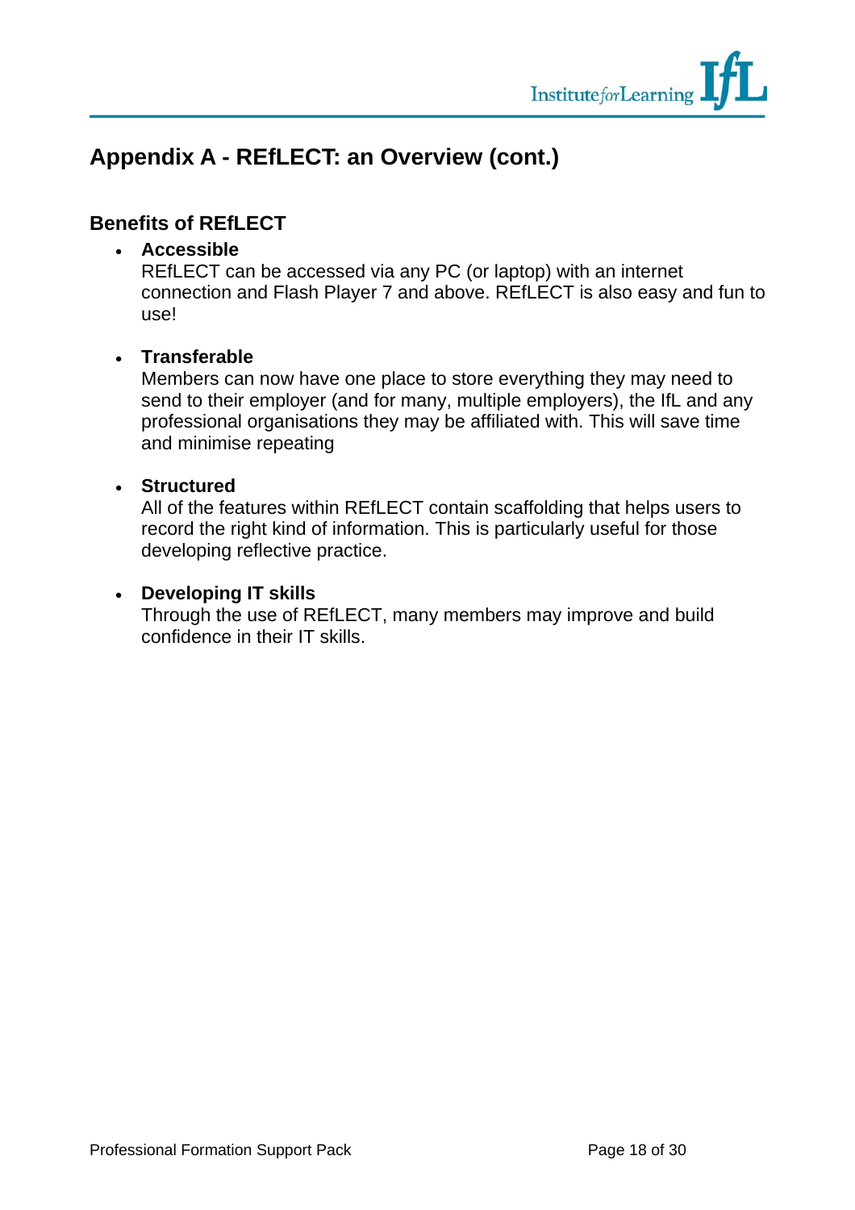## Appendix A - REfLECT: an Overview (cont.)

### Benefits of REfLECT

- **Accessible**
  REfLECT can be accessed via any PC (or laptop) with an internet connection and Flash Player 7 and above. REfLECT is also easy and fun to use!

- **Transferable**
  Members can now have one place to store everything they may need to send to their employer (and for many, multiple employers), the IfL and any professional organisations they may be affiliated with. This will save time and minimise repeating

- **Structured**
  All of the features within REfLECT contain scaffolding that helps users to record the right kind of information. This is particularly useful for those developing reflective practice.

- **Developing IT skills**
  Through the use of REfLECT, many members may improve and build confidence in their IT skills.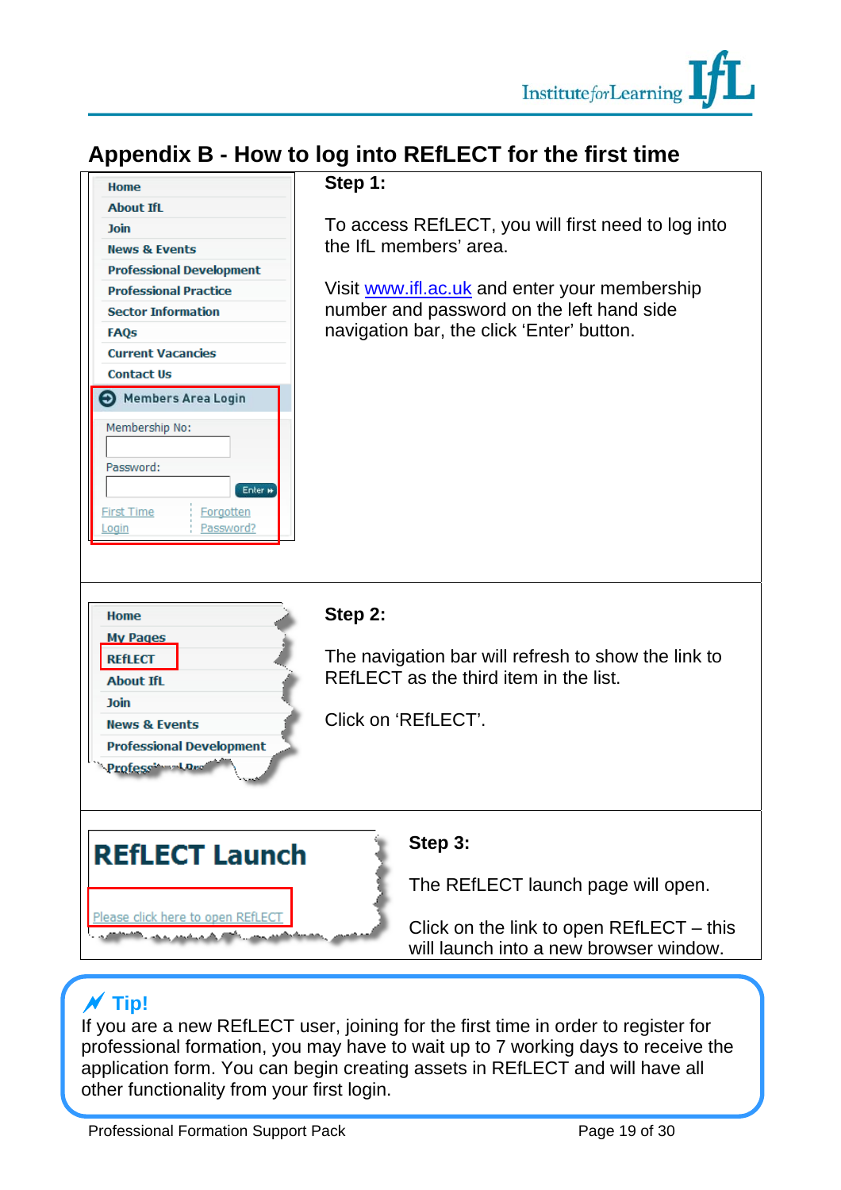# Appendix B - How to log into REfLECT for the first time

| | |
|---|---|
| Home<br>About IfL<br>Join<br>News & Events<br>Professional Development<br>Professional Practice<br>Sector Information<br>FAQs<br>Current Vacancies<br>Contact Us<br>Members Area Login<br>Membership No:<br>Password:<br>Enter<br>First Time Login<br>Forgotten Password? | **Step 1:**<br><br>To access REfLECT, you will first need to log into the IfL members' area.<br><br>Visit www.ifl.ac.uk and enter your membership number and password on the left hand side navigation bar, the click 'Enter' button. |
| Home<br>My Pages<br>REfLECT<br>About IfL<br>Join<br>News & Events<br>Professional Development | **Step 2:**<br><br>The navigation bar will refresh to show the link to REfLECT as the third item in the list.<br><br>Click on 'REfLECT'. |
| REfLECT Launch<br><br>Please click here to open REfLECT | **Step 3:**<br><br>The REfLECT launch page will open.<br><br>Click on the link to open REfLECT – this will launch into a new browser window. |

**Tip!**

If you are a new REfLECT user, joining for the first time in order to register for professional formation, you may have to wait up to 7 working days to receive the application form. You can begin creating assets in REfLECT and will have all other functionality from your first login.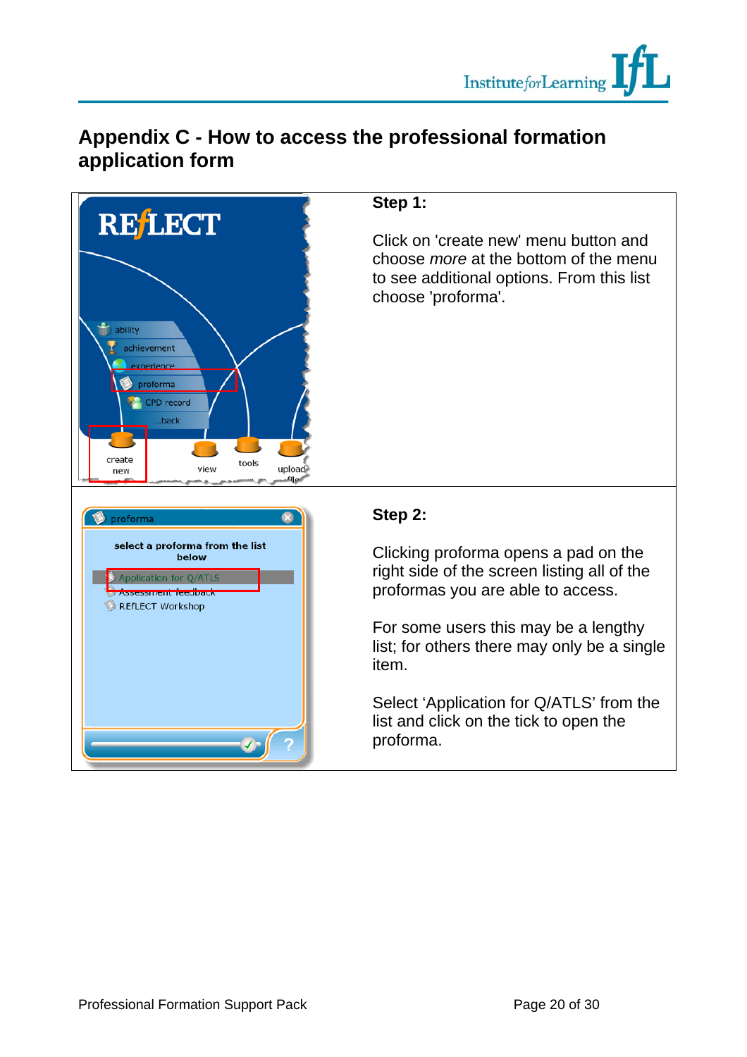## Appendix C - How to access the professional formation application form

**Step 1:**

Click on 'create new' menu button and choose *more* at the bottom of the menu to see additional options. From this list choose 'proforma'.

**Step 2:**

Clicking proforma opens a pad on the right side of the screen listing all of the proformas you are able to access.

For some users this may be a lengthy list; for others there may only be a single item.

Select 'Application for Q/ATLS' from the list and click on the tick to open the proforma.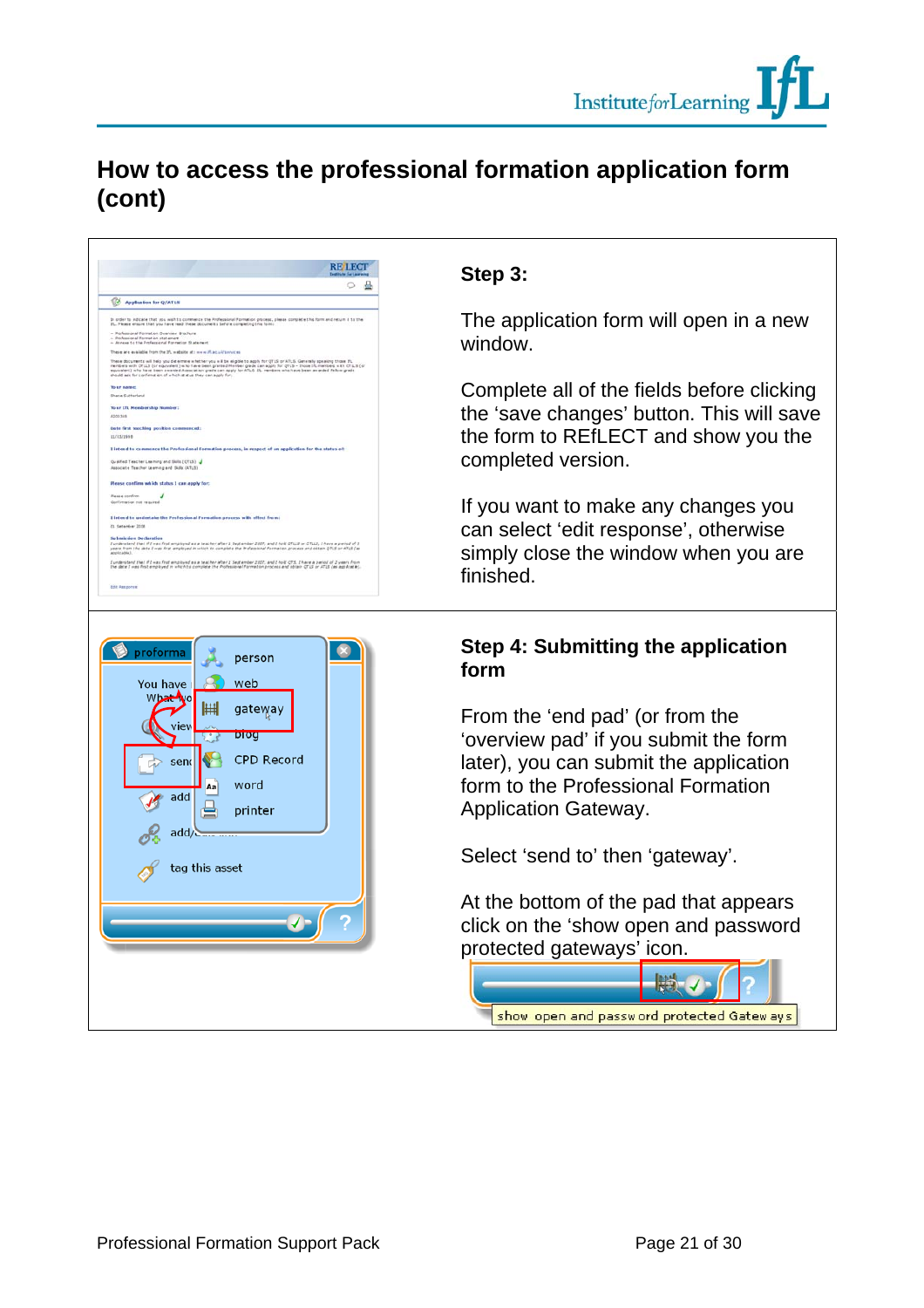# How to access the professional formation application form (cont)

**Step 3:**

The application form will open in a new window.

Complete all of the fields before clicking the ‘save changes’ button. This will save the form to REfLECT and show you the completed version.

If you want to make any changes you can select ‘edit response’, otherwise simply close the window when you are finished.

**Step 4: Submitting the application form**

From the ‘end pad’ (or from the ‘overview pad’ if you submit the form later), you can submit the application form to the Professional Formation Application Gateway.

Select ‘send to’ then ‘gateway’.

At the bottom of the pad that appears click on the ‘show open and password protected gateways’ icon.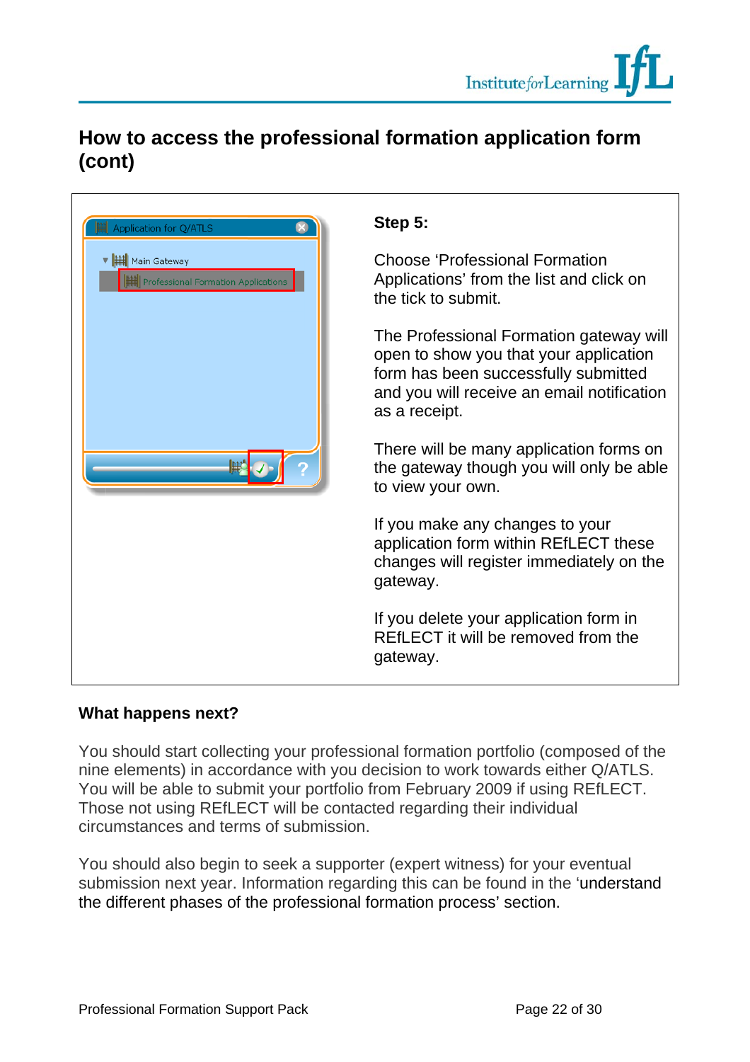# How to access the professional formation application form (cont)

**Step 5:**

Choose 'Professional Formation Applications' from the list and click on the tick to submit.

The Professional Formation gateway will open to show you that your application form has been successfully submitted and you will receive an email notification as a receipt.

There will be many application forms on the gateway though you will only be able to view your own.

If you make any changes to your application form within REfLECT these changes will register immediately on the gateway.

If you delete your application form in REfLECT it will be removed from the gateway.

**What happens next?**

You should start collecting your professional formation portfolio (composed of the nine elements) in accordance with you decision to work towards either Q/ATLS. You will be able to submit your portfolio from February 2009 if using REfLECT. Those not using REfLECT will be contacted regarding their individual circumstances and terms of submission.

You should also begin to seek a supporter (expert witness) for your eventual submission next year. Information regarding this can be found in the 'understand the different phases of the professional formation process' section.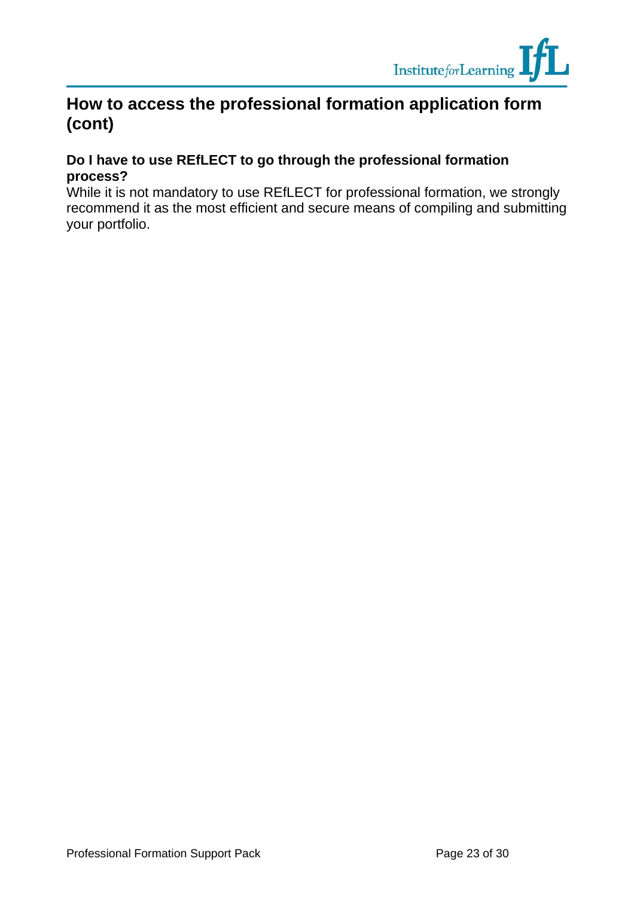## How to access the professional formation application form (cont)

### Do I have to use REfLECT to go through the professional formation process?

While it is not mandatory to use REfLECT for professional formation, we strongly recommend it as the most efficient and secure means of compiling and submitting your portfolio.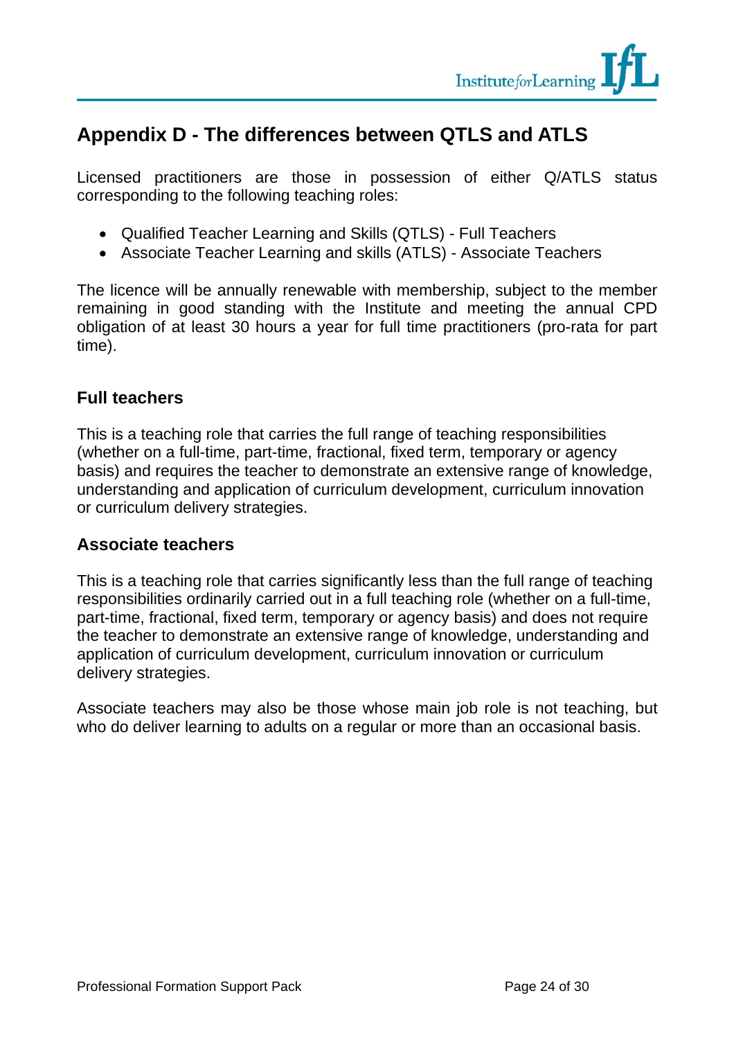## Appendix D - The differences between QTLS and ATLS

Licensed practitioners are those in possession of either Q/ATLS status corresponding to the following teaching roles:

- Qualified Teacher Learning and Skills (QTLS) - Full Teachers
- Associate Teacher Learning and skills (ATLS) - Associate Teachers

The licence will be annually renewable with membership, subject to the member remaining in good standing with the Institute and meeting the annual CPD obligation of at least 30 hours a year for full time practitioners (pro-rata for part time).

### Full teachers

This is a teaching role that carries the full range of teaching responsibilities (whether on a full-time, part-time, fractional, fixed term, temporary or agency basis) and requires the teacher to demonstrate an extensive range of knowledge, understanding and application of curriculum development, curriculum innovation or curriculum delivery strategies.

### Associate teachers

This is a teaching role that carries significantly less than the full range of teaching responsibilities ordinarily carried out in a full teaching role (whether on a full-time, part-time, fractional, fixed term, temporary or agency basis) and does not require the teacher to demonstrate an extensive range of knowledge, understanding and application of curriculum development, curriculum innovation or curriculum delivery strategies.

Associate teachers may also be those whose main job role is not teaching, but who do deliver learning to adults on a regular or more than an occasional basis.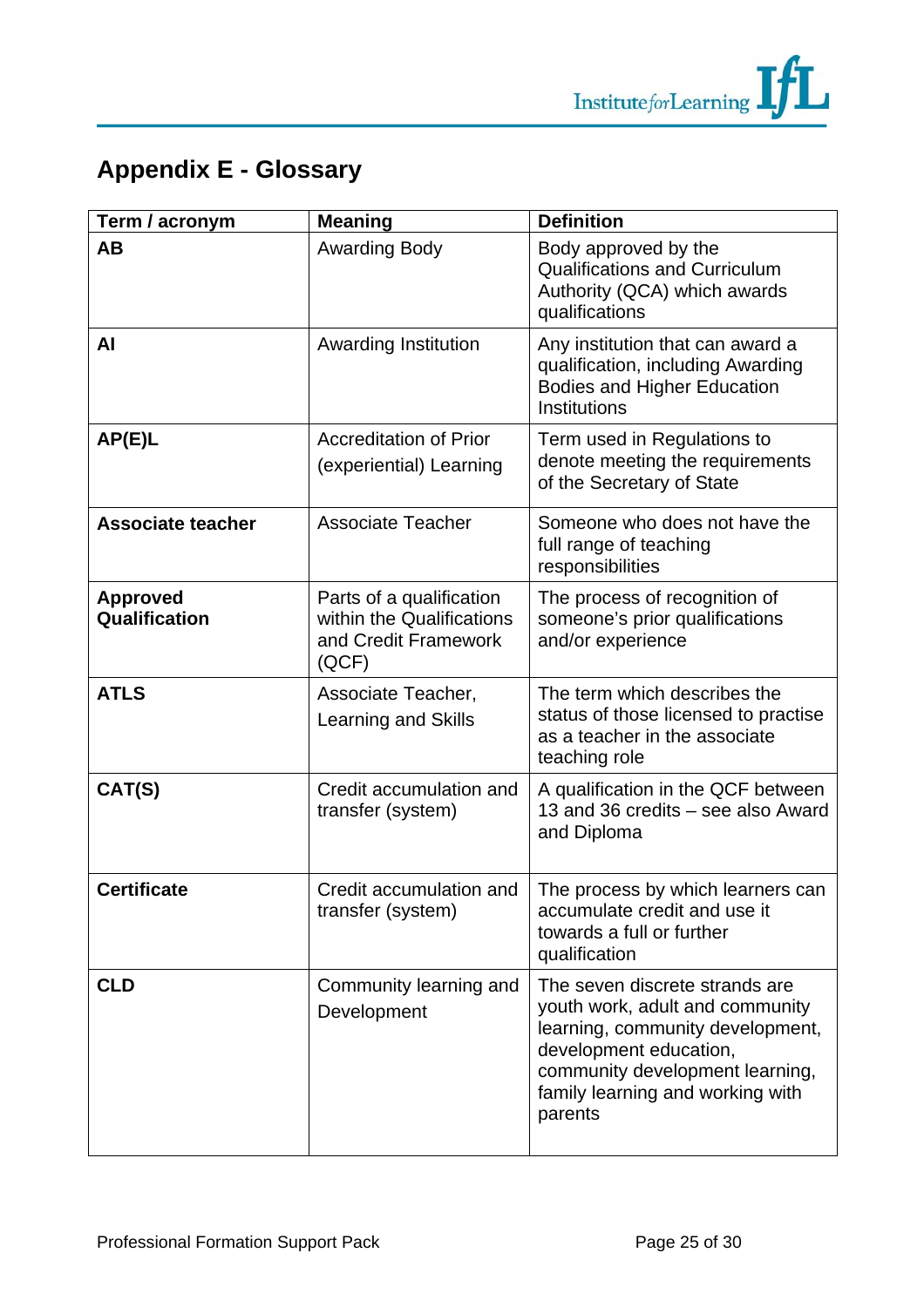# Appendix E - Glossary

| Term / acronym | Meaning | Definition |
|---|---|---|
| **AB** | Awarding Body | Body approved by the Qualifications and Curriculum Authority (QCA) which awards qualifications |
| **AI** | Awarding Institution | Any institution that can award a qualification, including Awarding Bodies and Higher Education Institutions |
| **AP(E)L** | Accreditation of Prior (experiential) Learning | Term used in Regulations to denote meeting the requirements of the Secretary of State |
| **Associate teacher** | Associate Teacher | Someone who does not have the full range of teaching responsibilities |
| **Approved Qualification** | Parts of a qualification within the Qualifications and Credit Framework (QCF) | The process of recognition of someone's prior qualifications and/or experience |
| **ATLS** | Associate Teacher, Learning and Skills | The term which describes the status of those licensed to practise as a teacher in the associate teaching role |
| **CAT(S)** | Credit accumulation and transfer (system) | A qualification in the QCF between 13 and 36 credits – see also Award and Diploma |
| **Certificate** | Credit accumulation and transfer (system) | The process by which learners can accumulate credit and use it towards a full or further qualification |
| **CLD** | Community learning and Development | The seven discrete strands are youth work, adult and community learning, community development, development education, community development learning, family learning and working with parents |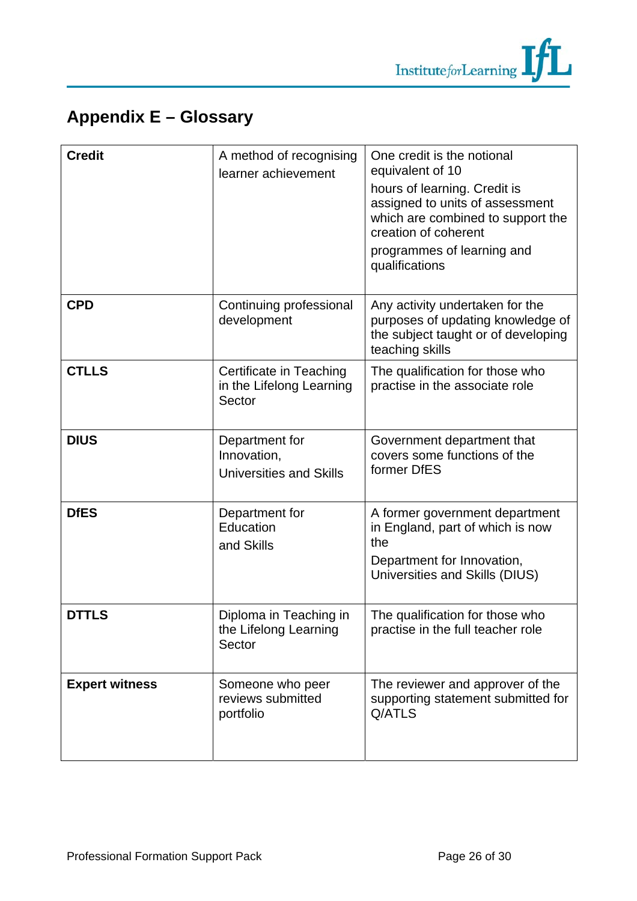## Appendix E – Glossary

| | | |
|---|---|---|
| **Credit** | A method of recognising learner achievement | One credit is the notional equivalent of 10 hours of learning. Credit is assigned to units of assessment which are combined to support the creation of coherent programmes of learning and qualifications |
| **CPD** | Continuing professional development | Any activity undertaken for the purposes of updating knowledge of the subject taught or of developing teaching skills |
| **CTLLS** | Certificate in Teaching in the Lifelong Learning Sector | The qualification for those who practise in the associate role |
| **DIUS** | Department for Innovation, Universities and Skills | Government department that covers some functions of the former DfES |
| **DfES** | Department for Education and Skills | A former government department in England, part of which is now the Department for Innovation, Universities and Skills (DIUS) |
| **DTTLS** | Diploma in Teaching in the Lifelong Learning Sector | The qualification for those who practise in the full teacher role |
| **Expert witness** | Someone who peer reviews submitted portfolio | The reviewer and approver of the supporting statement submitted for Q/ATLS |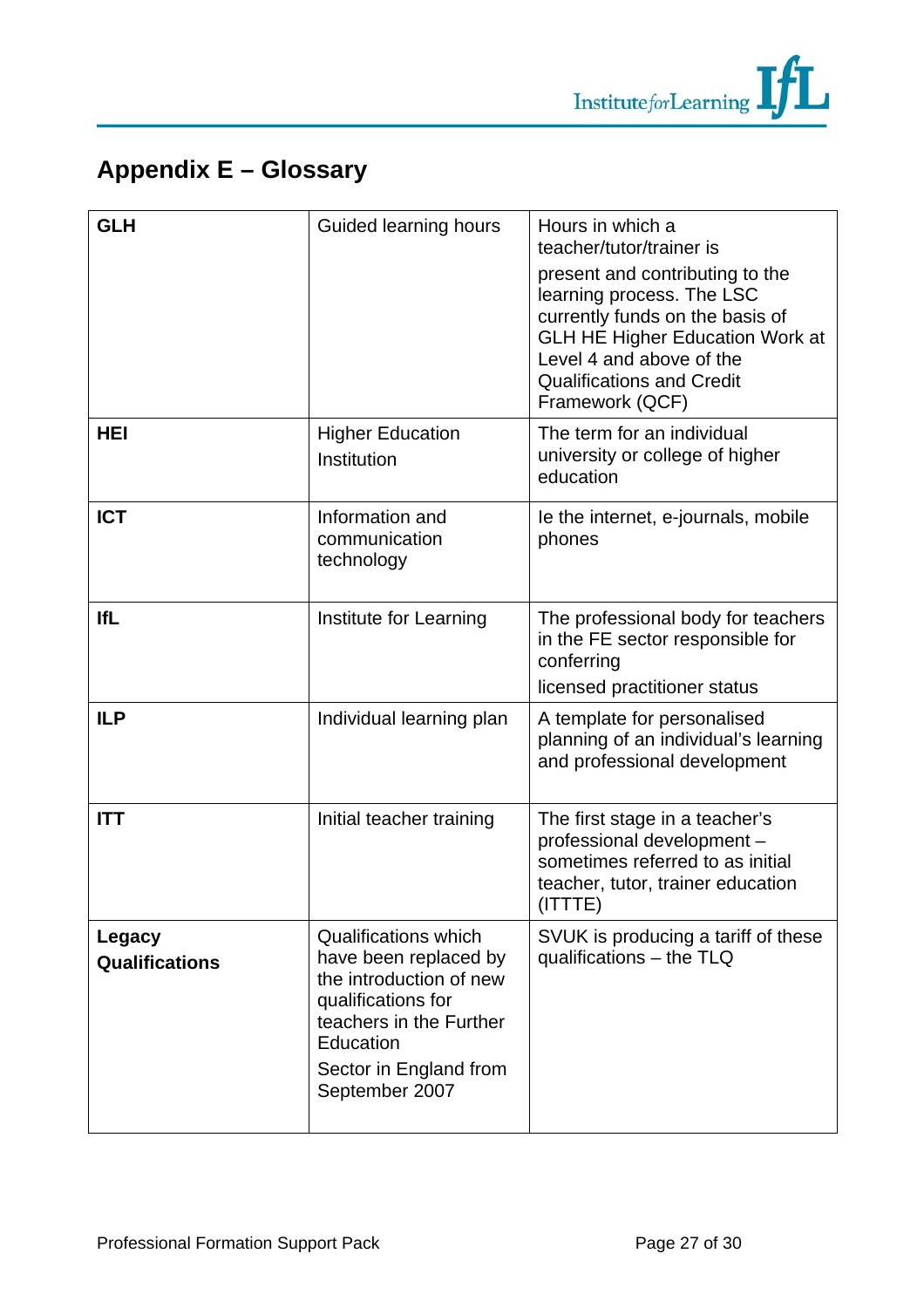## Appendix E – Glossary

| | | |
|---|---|---|
| **GLH** | Guided learning hours | Hours in which a teacher/tutor/trainer is present and contributing to the learning process. The LSC currently funds on the basis of GLH HE Higher Education Work at Level 4 and above of the Qualifications and Credit Framework (QCF) |
| **HEI** | Higher Education Institution | The term for an individual university or college of higher education |
| **ICT** | Information and communication technology | Ie the internet, e-journals, mobile phones |
| **IfL** | Institute for Learning | The professional body for teachers in the FE sector responsible for conferring licensed practitioner status |
| **ILP** | Individual learning plan | A template for personalised planning of an individual's learning and professional development |
| **ITT** | Initial teacher training | The first stage in a teacher's professional development – sometimes referred to as initial teacher, tutor, trainer education (ITTTE) |
| **Legacy Qualifications** | Qualifications which have been replaced by the introduction of new qualifications for teachers in the Further Education Sector in England from September 2007 | SVUK is producing a tariff of these qualifications – the TLQ |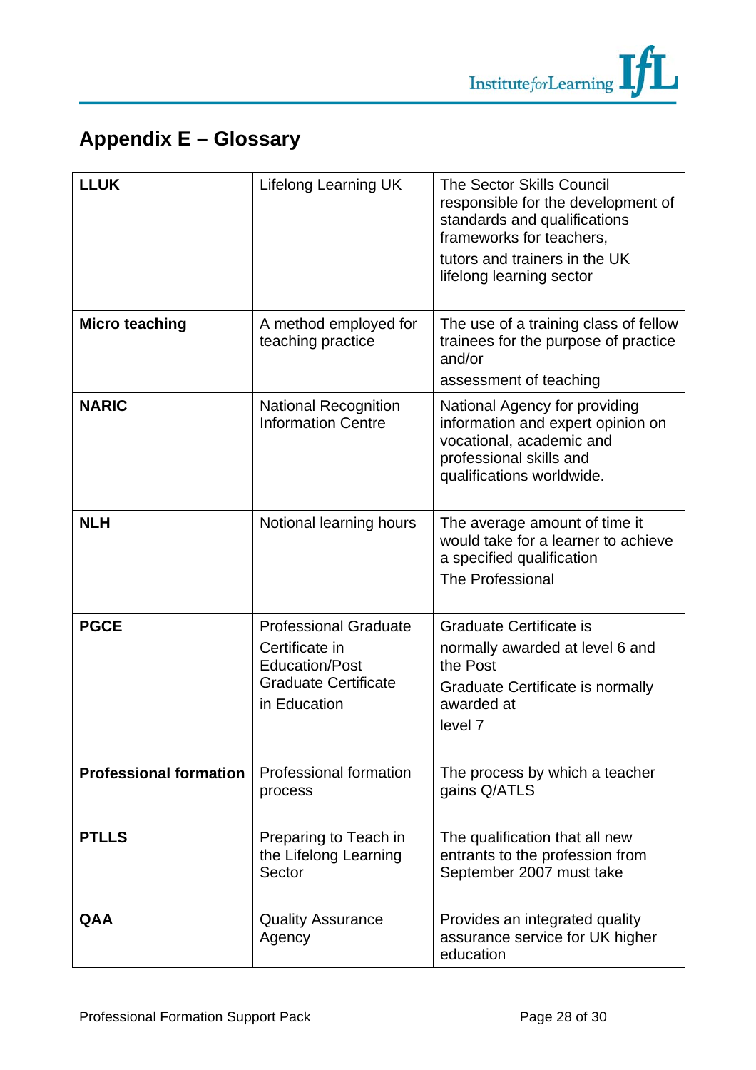## Appendix E – Glossary

| | | |
|---|---|---|
| **LLUK** | Lifelong Learning UK | The Sector Skills Council responsible for the development of standards and qualifications frameworks for teachers, tutors and trainers in the UK lifelong learning sector |
| **Micro teaching** | A method employed for teaching practice | The use of a training class of fellow trainees for the purpose of practice and/or assessment of teaching |
| **NARIC** | National Recognition Information Centre | National Agency for providing information and expert opinion on vocational, academic and professional skills and qualifications worldwide. |
| **NLH** | Notional learning hours | The average amount of time it would take for a learner to achieve a specified qualification The Professional |
| **PGCE** | Professional Graduate Certificate in Education/Post Graduate Certificate in Education | Graduate Certificate is normally awarded at level 6 and the Post Graduate Certificate is normally awarded at level 7 |
| **Professional formation** | Professional formation process | The process by which a teacher gains Q/ATLS |
| **PTLLS** | Preparing to Teach in the Lifelong Learning Sector | The qualification that all new entrants to the profession from September 2007 must take |
| **QAA** | Quality Assurance Agency | Provides an integrated quality assurance service for UK higher education |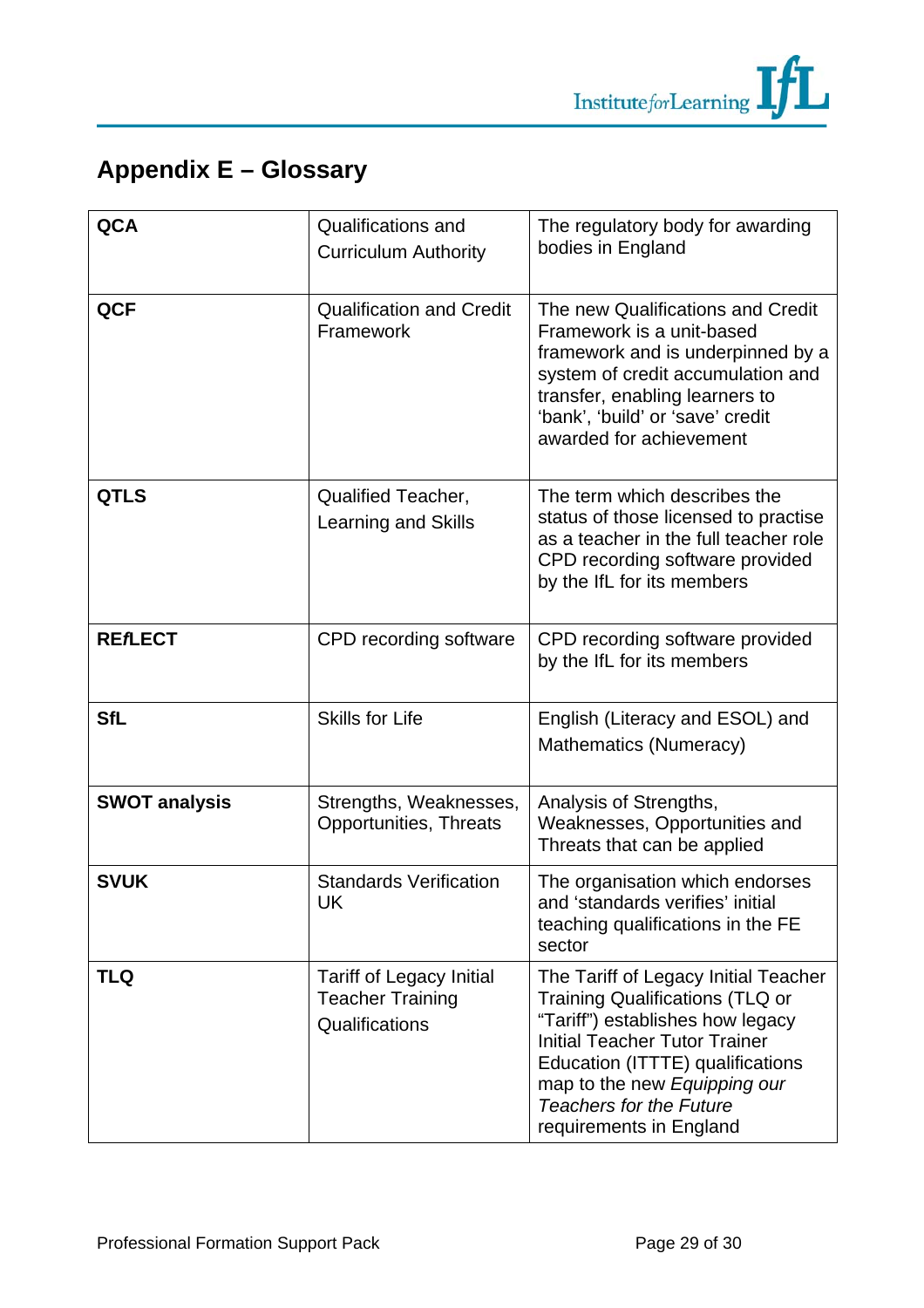## Appendix E – Glossary

| | | |
|---|---|---|
| **QCA** | Qualifications and Curriculum Authority | The regulatory body for awarding bodies in England |
| **QCF** | Qualification and Credit Framework | The new Qualifications and Credit Framework is a unit-based framework and is underpinned by a system of credit accumulation and transfer, enabling learners to 'bank', 'build' or 'save' credit awarded for achievement |
| **QTLS** | Qualified Teacher, Learning and Skills | The term which describes the status of those licensed to practise as a teacher in the full teacher role CPD recording software provided by the IfL for its members |
| **RE*f*LECT** | CPD recording software | CPD recording software provided by the IfL for its members |
| **SfL** | Skills for Life | English (Literacy and ESOL) and Mathematics (Numeracy) |
| **SWOT analysis** | Strengths, Weaknesses, Opportunities, Threats | Analysis of Strengths, Weaknesses, Opportunities and Threats that can be applied |
| **SVUK** | Standards Verification UK | The organisation which endorses and 'standards verifies' initial teaching qualifications in the FE sector |
| **TLQ** | Tariff of Legacy Initial Teacher Training Qualifications | The Tariff of Legacy Initial Teacher Training Qualifications (TLQ or "Tariff") establishes how legacy Initial Teacher Tutor Trainer Education (ITTTE) qualifications map to the new *Equipping our Teachers for the Future* requirements in England |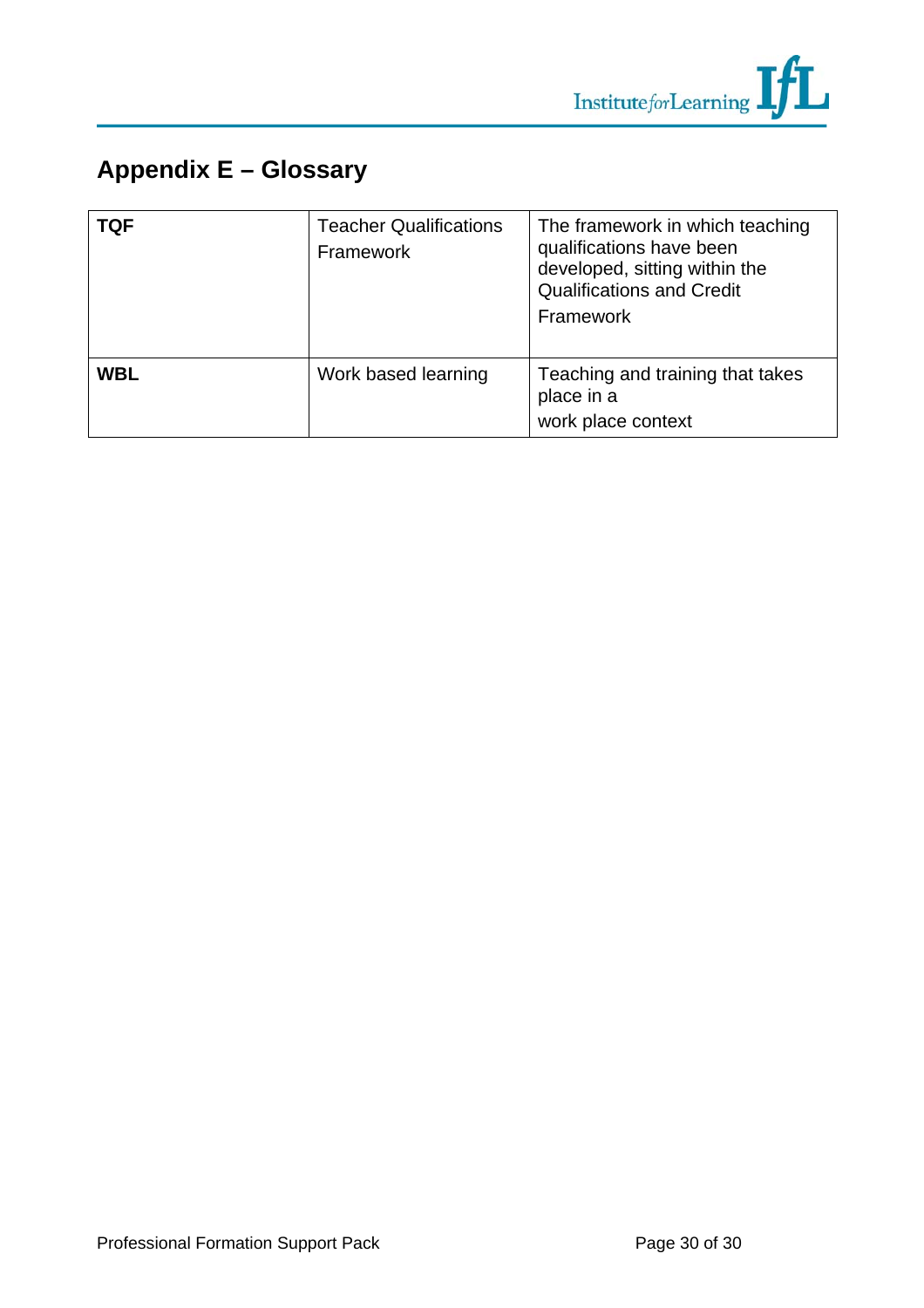## Appendix E – Glossary

| | | |
|---|---|---|
| **TQF** | Teacher Qualifications Framework | The framework in which teaching qualifications have been developed, sitting within the Qualifications and Credit Framework |
| **WBL** | Work based learning | Teaching and training that takes place in a work place context |